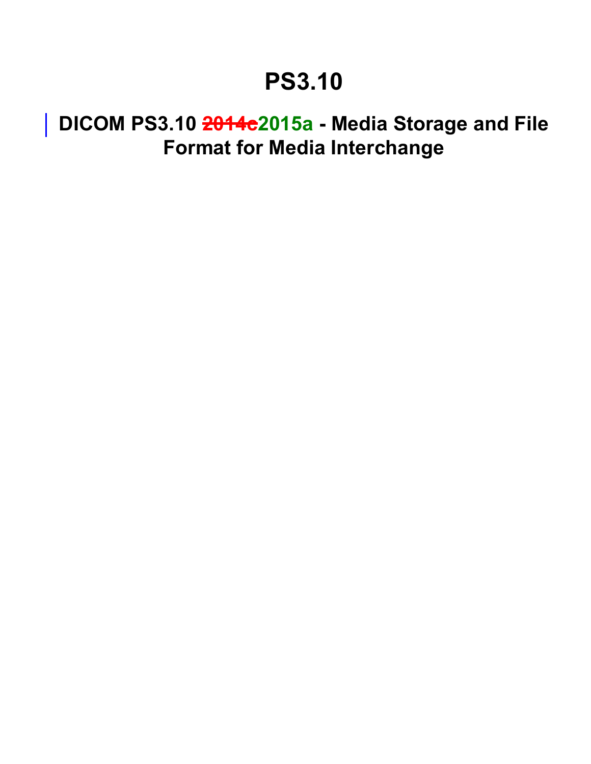# PS3.10

## DICOM PS3.10 ~~2014c~~2015a - Media Storage and File Format for Media Interchange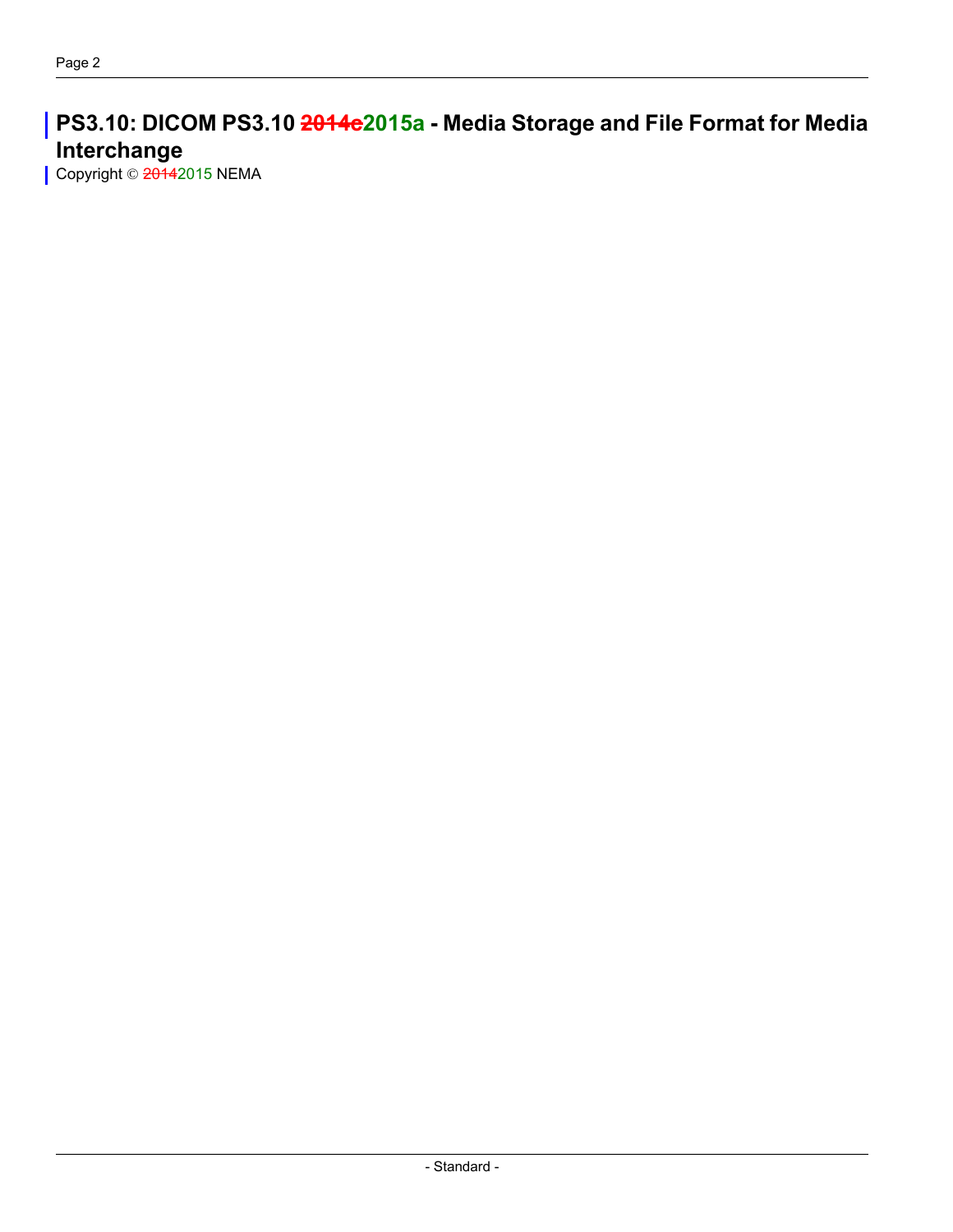# PS3.10: DICOM PS3.10 ~~2014c~~2015a - Media Storage and File Format for Media Interchange

Copyright © ~~2014~~2015 NEMA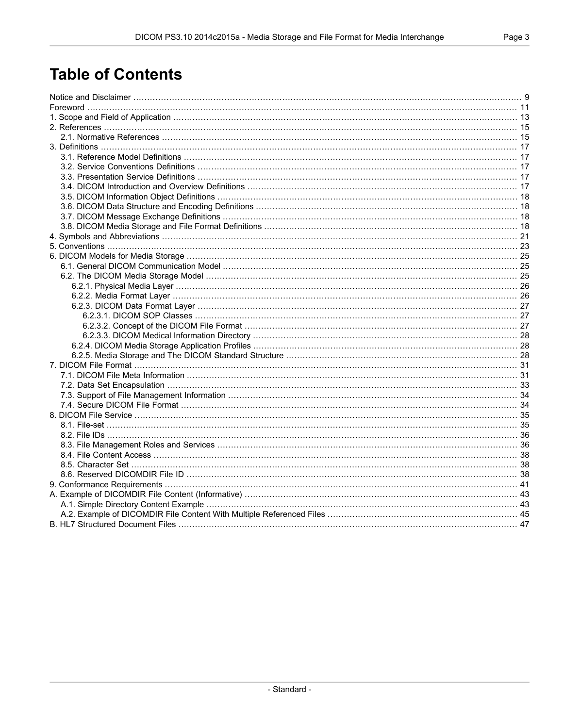# Table of Contents

Notice and Disclaimer ... 9
Foreword ... 11
1. Scope and Field of Application ... 13
2. References ... 15
   2.1. Normative References ... 15
3. Definitions ... 17
   3.1. Reference Model Definitions ... 17
   3.2. Service Conventions Definitions ... 17
   3.3. Presentation Service Definitions ... 17
   3.4. DICOM Introduction and Overview Definitions ... 17
   3.5. DICOM Information Object Definitions ... 18
   3.6. DICOM Data Structure and Encoding Definitions ... 18
   3.7. DICOM Message Exchange Definitions ... 18
   3.8. DICOM Media Storage and File Format Definitions ... 18
4. Symbols and Abbreviations ... 21
5. Conventions ... 23
6. DICOM Models for Media Storage ... 25
   6.1. General DICOM Communication Model ... 25
   6.2. The DICOM Media Storage Model ... 25
      6.2.1. Physical Media Layer ... 26
      6.2.2. Media Format Layer ... 26
      6.2.3. DICOM Data Format Layer ... 27
         6.2.3.1. DICOM SOP Classes ... 27
         6.2.3.2. Concept of the DICOM File Format ... 27
         6.2.3.3. DICOM Medical Information Directory ... 28
      6.2.4. DICOM Media Storage Application Profiles ... 28
      6.2.5. Media Storage and The DICOM Standard Structure ... 28
7. DICOM File Format ... 31
   7.1. DICOM File Meta Information ... 31
   7.2. Data Set Encapsulation ... 33
   7.3. Support of File Management Information ... 34
   7.4. Secure DICOM File Format ... 34
8. DICOM File Service ... 35
   8.1. File-set ... 35
   8.2. File IDs ... 36
   8.3. File Management Roles and Services ... 36
   8.4. File Content Access ... 38
   8.5. Character Set ... 38
   8.6. Reserved DICOMDIR File ID ... 38
9. Conformance Requirements ... 41
A. Example of DICOMDIR File Content (Informative) ... 43
   A.1. Simple Directory Content Example ... 43
   A.2. Example of DICOMDIR File Content With Multiple Referenced Files ... 45
B. HL7 Structured Document Files ... 47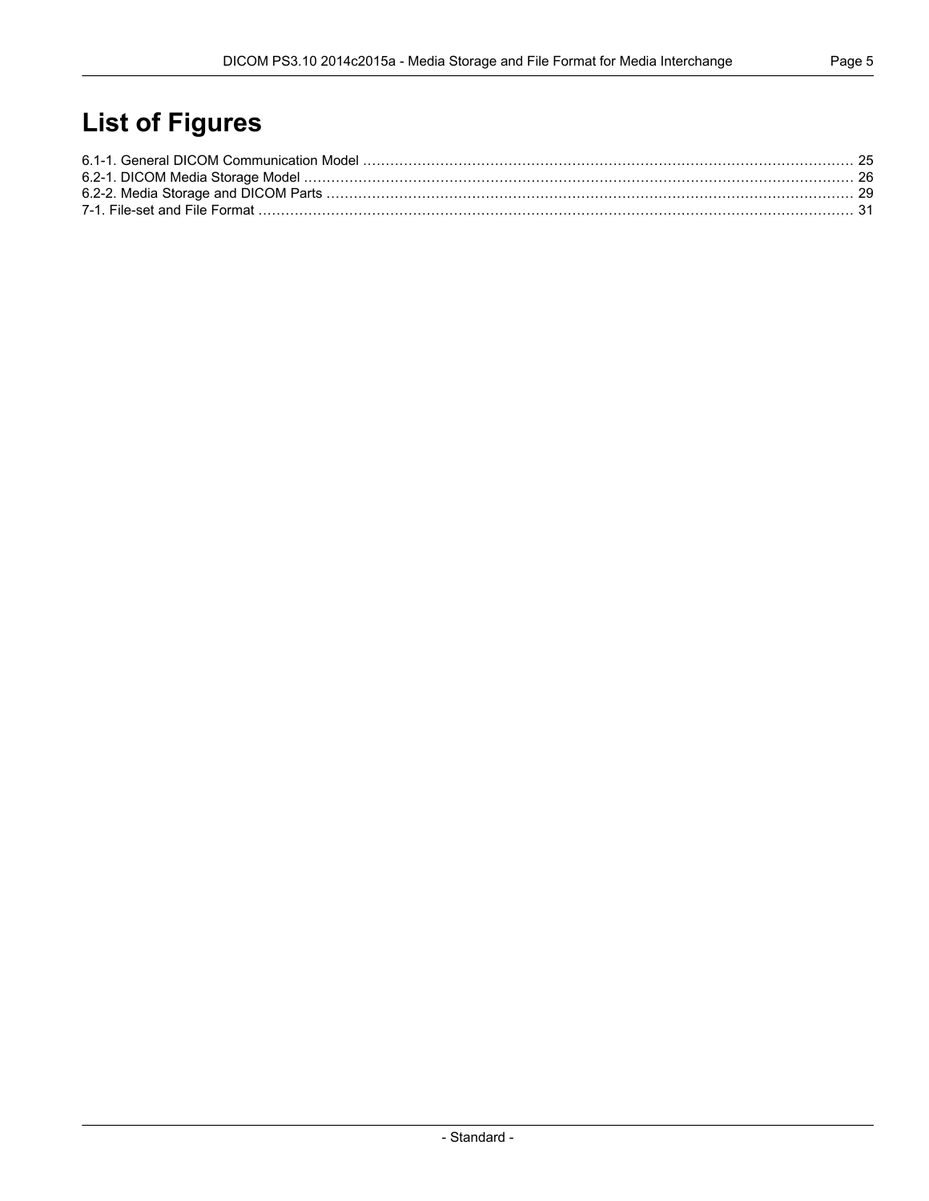# List of Figures

6.1-1. General DICOM Communication Model ........ 25
6.2-1. DICOM Media Storage Model ........ 26
6.2-2. Media Storage and DICOM Parts ........ 29
7-1. File-set and File Format ........ 31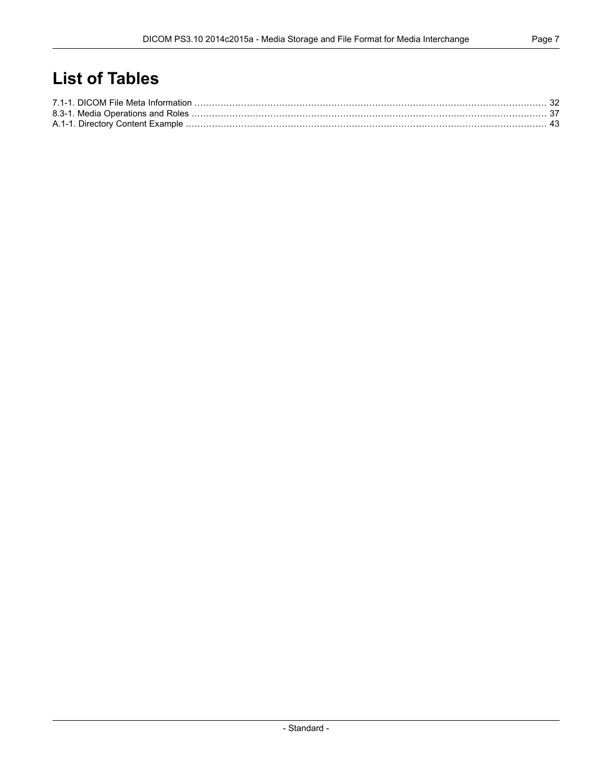# List of Tables

7.1-1. DICOM File Meta Information ........................................................................................................................ 32
8.3-1. Media Operations and Roles ........................................................................................................................ 37
A.1-1. Directory Content Example ........................................................................................................................ 43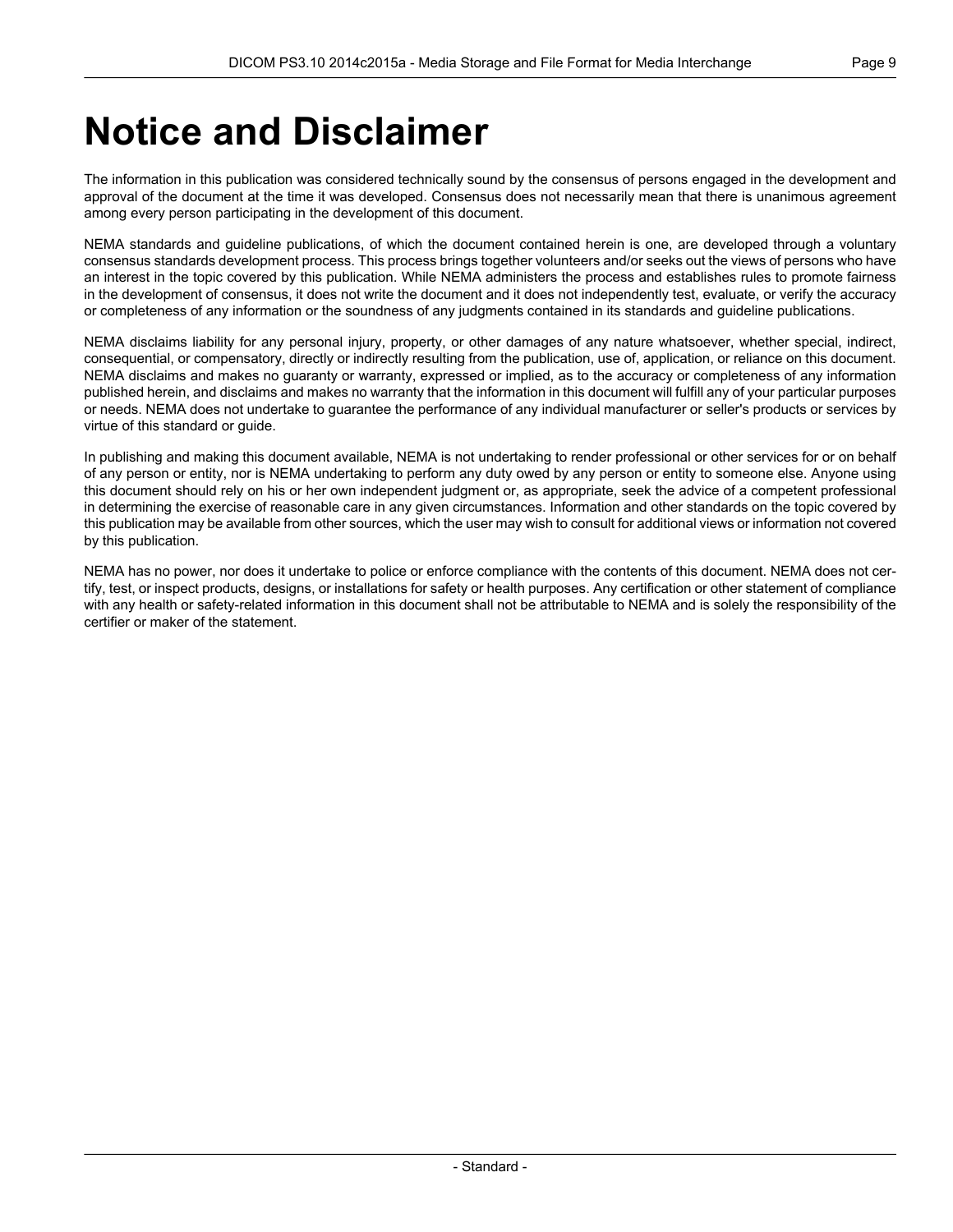# Notice and Disclaimer

The information in this publication was considered technically sound by the consensus of persons engaged in the development and approval of the document at the time it was developed. Consensus does not necessarily mean that there is unanimous agreement among every person participating in the development of this document.

NEMA standards and guideline publications, of which the document contained herein is one, are developed through a voluntary consensus standards development process. This process brings together volunteers and/or seeks out the views of persons who have an interest in the topic covered by this publication. While NEMA administers the process and establishes rules to promote fairness in the development of consensus, it does not write the document and it does not independently test, evaluate, or verify the accuracy or completeness of any information or the soundness of any judgments contained in its standards and guideline publications.

NEMA disclaims liability for any personal injury, property, or other damages of any nature whatsoever, whether special, indirect, consequential, or compensatory, directly or indirectly resulting from the publication, use of, application, or reliance on this document. NEMA disclaims and makes no guaranty or warranty, expressed or implied, as to the accuracy or completeness of any information published herein, and disclaims and makes no warranty that the information in this document will fulfill any of your particular purposes or needs. NEMA does not undertake to guarantee the performance of any individual manufacturer or seller's products or services by virtue of this standard or guide.

In publishing and making this document available, NEMA is not undertaking to render professional or other services for or on behalf of any person or entity, nor is NEMA undertaking to perform any duty owed by any person or entity to someone else. Anyone using this document should rely on his or her own independent judgment or, as appropriate, seek the advice of a competent professional in determining the exercise of reasonable care in any given circumstances. Information and other standards on the topic covered by this publication may be available from other sources, which the user may wish to consult for additional views or information not covered by this publication.

NEMA has no power, nor does it undertake to police or enforce compliance with the contents of this document. NEMA does not certify, test, or inspect products, designs, or installations for safety or health purposes. Any certification or other statement of compliance with any health or safety-related information in this document shall not be attributable to NEMA and is solely the responsibility of the certifier or maker of the statement.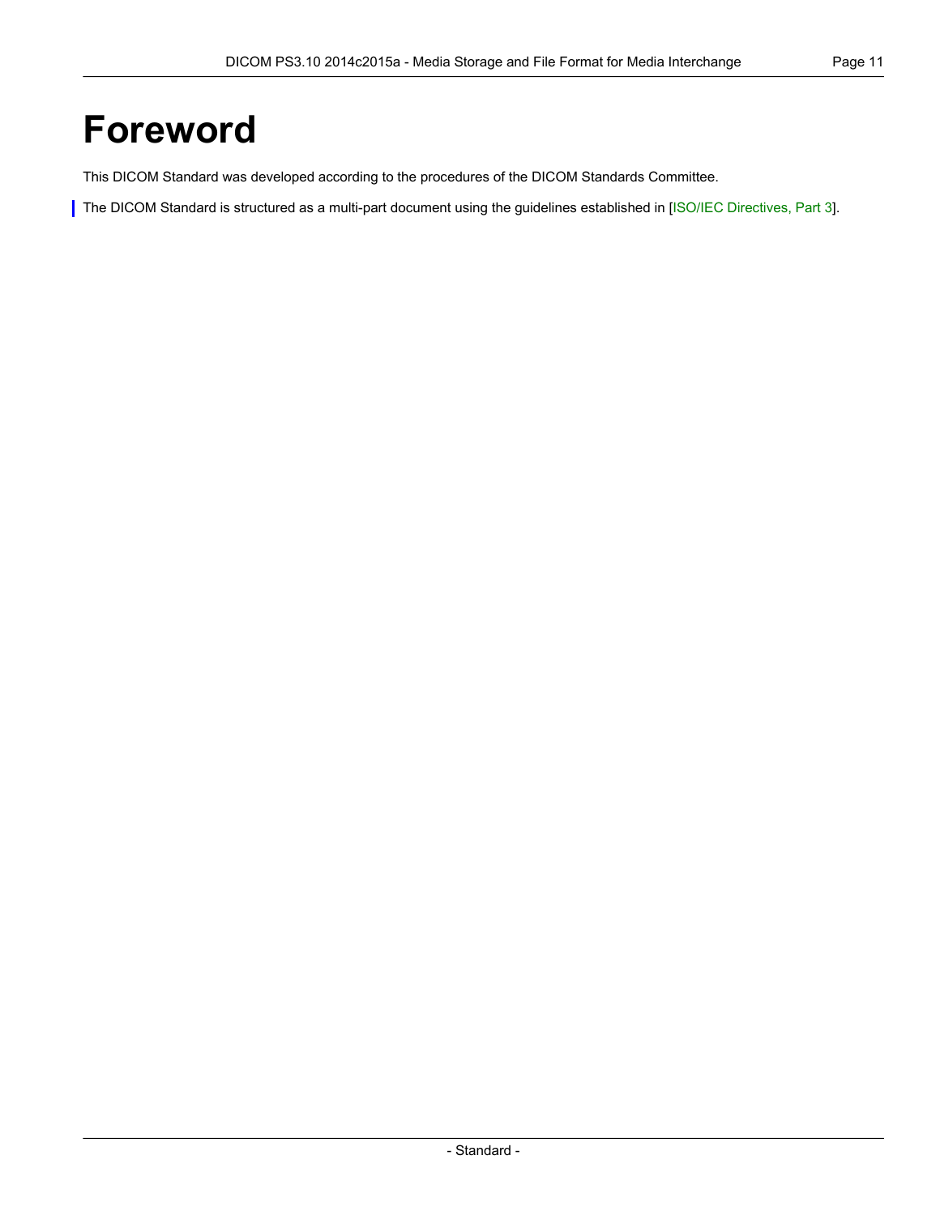# Foreword

This DICOM Standard was developed according to the procedures of the DICOM Standards Committee.

The DICOM Standard is structured as a multi-part document using the guidelines established in [ISO/IEC Directives, Part 3].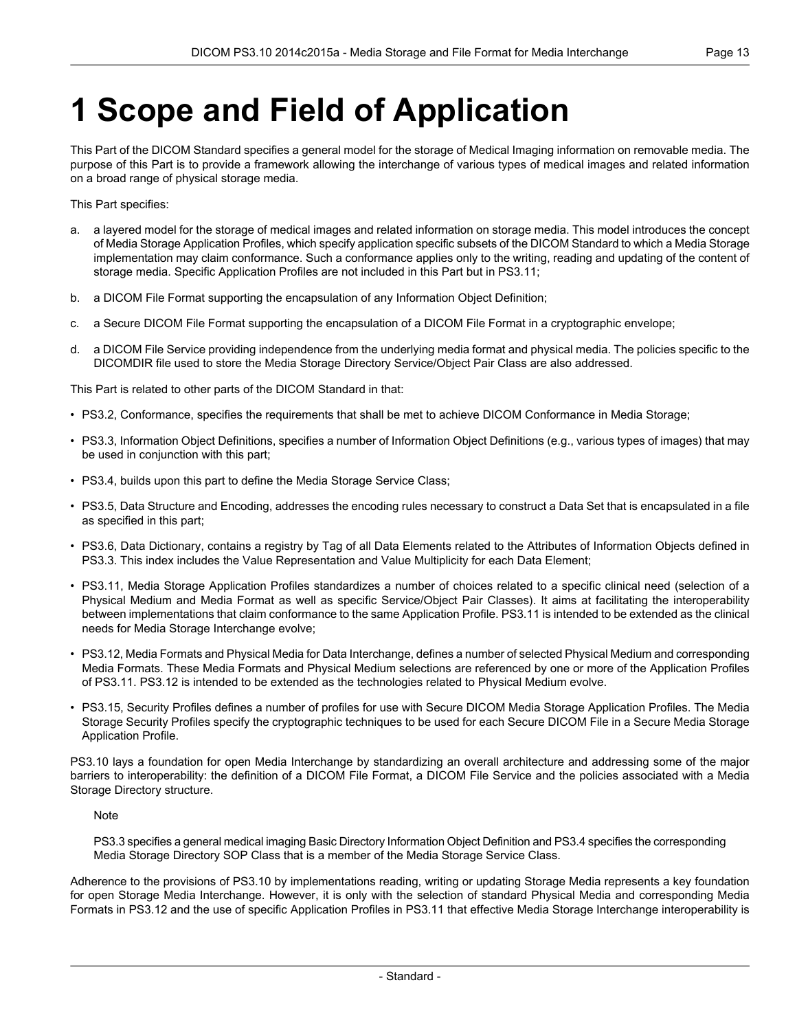# 1 Scope and Field of Application

This Part of the DICOM Standard specifies a general model for the storage of Medical Imaging information on removable media. The purpose of this Part is to provide a framework allowing the interchange of various types of medical images and related information on a broad range of physical storage media.

This Part specifies:

a. a layered model for the storage of medical images and related information on storage media. This model introduces the concept of Media Storage Application Profiles, which specify application specific subsets of the DICOM Standard to which a Media Storage implementation may claim conformance. Such a conformance applies only to the writing, reading and updating of the content of storage media. Specific Application Profiles are not included in this Part but in PS3.11;

b. a DICOM File Format supporting the encapsulation of any Information Object Definition;

c. a Secure DICOM File Format supporting the encapsulation of a DICOM File Format in a cryptographic envelope;

d. a DICOM File Service providing independence from the underlying media format and physical media. The policies specific to the DICOMDIR file used to store the Media Storage Directory Service/Object Pair Class are also addressed.

This Part is related to other parts of the DICOM Standard in that:

- PS3.2, Conformance, specifies the requirements that shall be met to achieve DICOM Conformance in Media Storage;
- PS3.3, Information Object Definitions, specifies a number of Information Object Definitions (e.g., various types of images) that may be used in conjunction with this part;
- PS3.4, builds upon this part to define the Media Storage Service Class;
- PS3.5, Data Structure and Encoding, addresses the encoding rules necessary to construct a Data Set that is encapsulated in a file as specified in this part;
- PS3.6, Data Dictionary, contains a registry by Tag of all Data Elements related to the Attributes of Information Objects defined in PS3.3. This index includes the Value Representation and Value Multiplicity for each Data Element;
- PS3.11, Media Storage Application Profiles standardizes a number of choices related to a specific clinical need (selection of a Physical Medium and Media Format as well as specific Service/Object Pair Classes). It aims at facilitating the interoperability between implementations that claim conformance to the same Application Profile. PS3.11 is intended to be extended as the clinical needs for Media Storage Interchange evolve;
- PS3.12, Media Formats and Physical Media for Data Interchange, defines a number of selected Physical Medium and corresponding Media Formats. These Media Formats and Physical Medium selections are referenced by one or more of the Application Profiles of PS3.11. PS3.12 is intended to be extended as the technologies related to Physical Medium evolve.
- PS3.15, Security Profiles defines a number of profiles for use with Secure DICOM Media Storage Application Profiles. The Media Storage Security Profiles specify the cryptographic techniques to be used for each Secure DICOM File in a Secure Media Storage Application Profile.

PS3.10 lays a foundation for open Media Interchange by standardizing an overall architecture and addressing some of the major barriers to interoperability: the definition of a DICOM File Format, a DICOM File Service and the policies associated with a Media Storage Directory structure.

> Note
>
> PS3.3 specifies a general medical imaging Basic Directory Information Object Definition and PS3.4 specifies the corresponding Media Storage Directory SOP Class that is a member of the Media Storage Service Class.

Adherence to the provisions of PS3.10 by implementations reading, writing or updating Storage Media represents a key foundation for open Storage Media Interchange. However, it is only with the selection of standard Physical Media and corresponding Media Formats in PS3.12 and the use of specific Application Profiles in PS3.11 that effective Media Storage Interchange interoperability is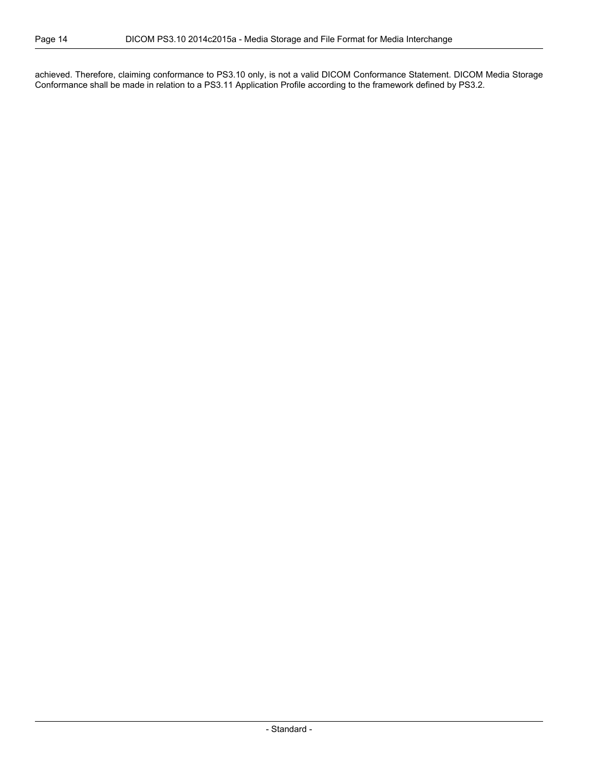achieved. Therefore, claiming conformance to PS3.10 only, is not a valid DICOM Conformance Statement. DICOM Media Storage Conformance shall be made in relation to a PS3.11 Application Profile according to the framework defined by PS3.2.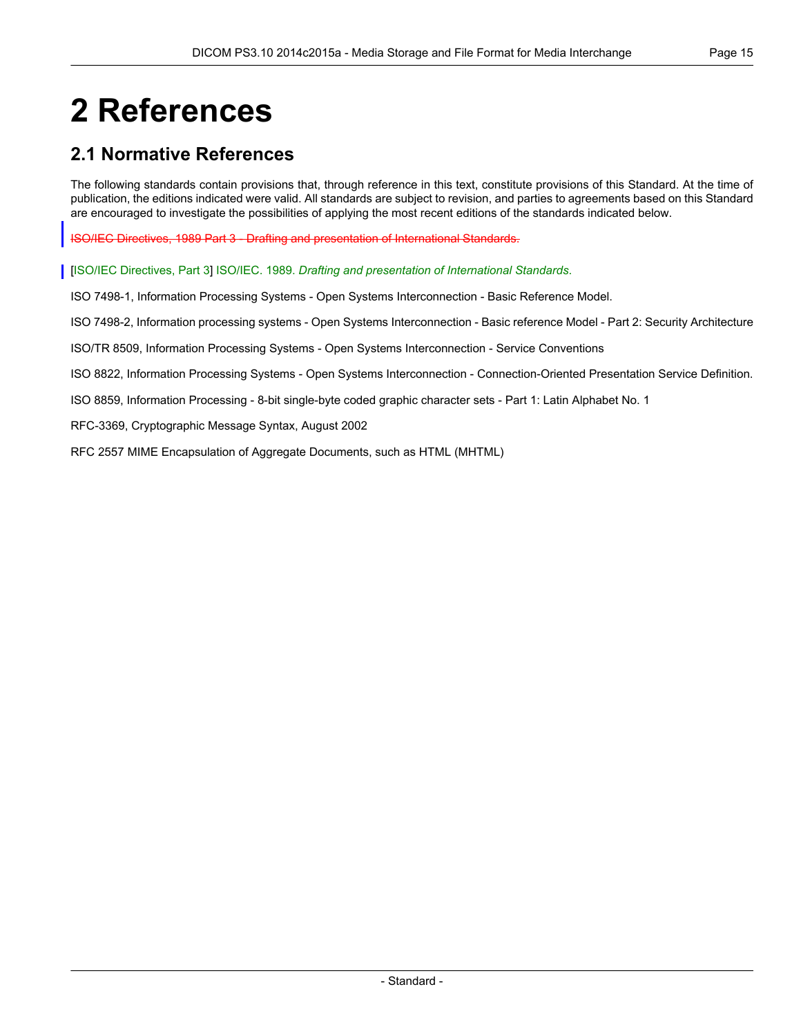# 2 References

## 2.1 Normative References

The following standards contain provisions that, through reference in this text, constitute provisions of this Standard. At the time of publication, the editions indicated were valid. All standards are subject to revision, and parties to agreements based on this Standard are encouraged to investigate the possibilities of applying the most recent editions of the standards indicated below.

~~ISO/IEC Directives, 1989 Part 3 - Drafting and presentation of International Standards.~~

[ISO/IEC Directives, Part 3] ISO/IEC. 1989. *Drafting and presentation of International Standards*.

ISO 7498-1, Information Processing Systems - Open Systems Interconnection - Basic Reference Model.

ISO 7498-2, Information processing systems - Open Systems Interconnection - Basic reference Model - Part 2: Security Architecture

ISO/TR 8509, Information Processing Systems - Open Systems Interconnection - Service Conventions

ISO 8822, Information Processing Systems - Open Systems Interconnection - Connection-Oriented Presentation Service Definition.

ISO 8859, Information Processing - 8-bit single-byte coded graphic character sets - Part 1: Latin Alphabet No. 1

RFC-3369, Cryptographic Message Syntax, August 2002

RFC 2557 MIME Encapsulation of Aggregate Documents, such as HTML (MHTML)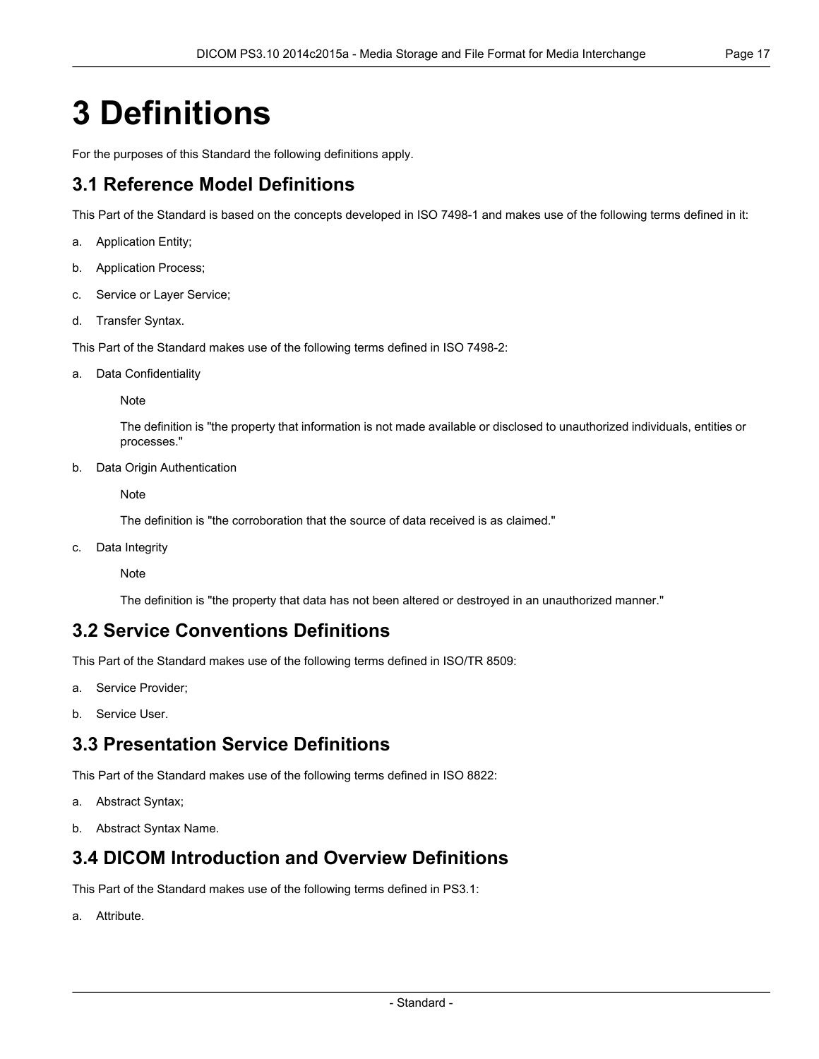# 3 Definitions

For the purposes of this Standard the following definitions apply.

## 3.1 Reference Model Definitions

This Part of the Standard is based on the concepts developed in ISO 7498-1 and makes use of the following terms defined in it:

a. Application Entity;

b. Application Process;

c. Service or Layer Service;

d. Transfer Syntax.

This Part of the Standard makes use of the following terms defined in ISO 7498-2:

a. Data Confidentiality

    Note

    The definition is "the property that information is not made available or disclosed to unauthorized individuals, entities or processes."

b. Data Origin Authentication

    Note

    The definition is "the corroboration that the source of data received is as claimed."

c. Data Integrity

    Note

    The definition is "the property that data has not been altered or destroyed in an unauthorized manner."

## 3.2 Service Conventions Definitions

This Part of the Standard makes use of the following terms defined in ISO/TR 8509:

a. Service Provider;

b. Service User.

## 3.3 Presentation Service Definitions

This Part of the Standard makes use of the following terms defined in ISO 8822:

a. Abstract Syntax;

b. Abstract Syntax Name.

## 3.4 DICOM Introduction and Overview Definitions

This Part of the Standard makes use of the following terms defined in PS3.1:

a. Attribute.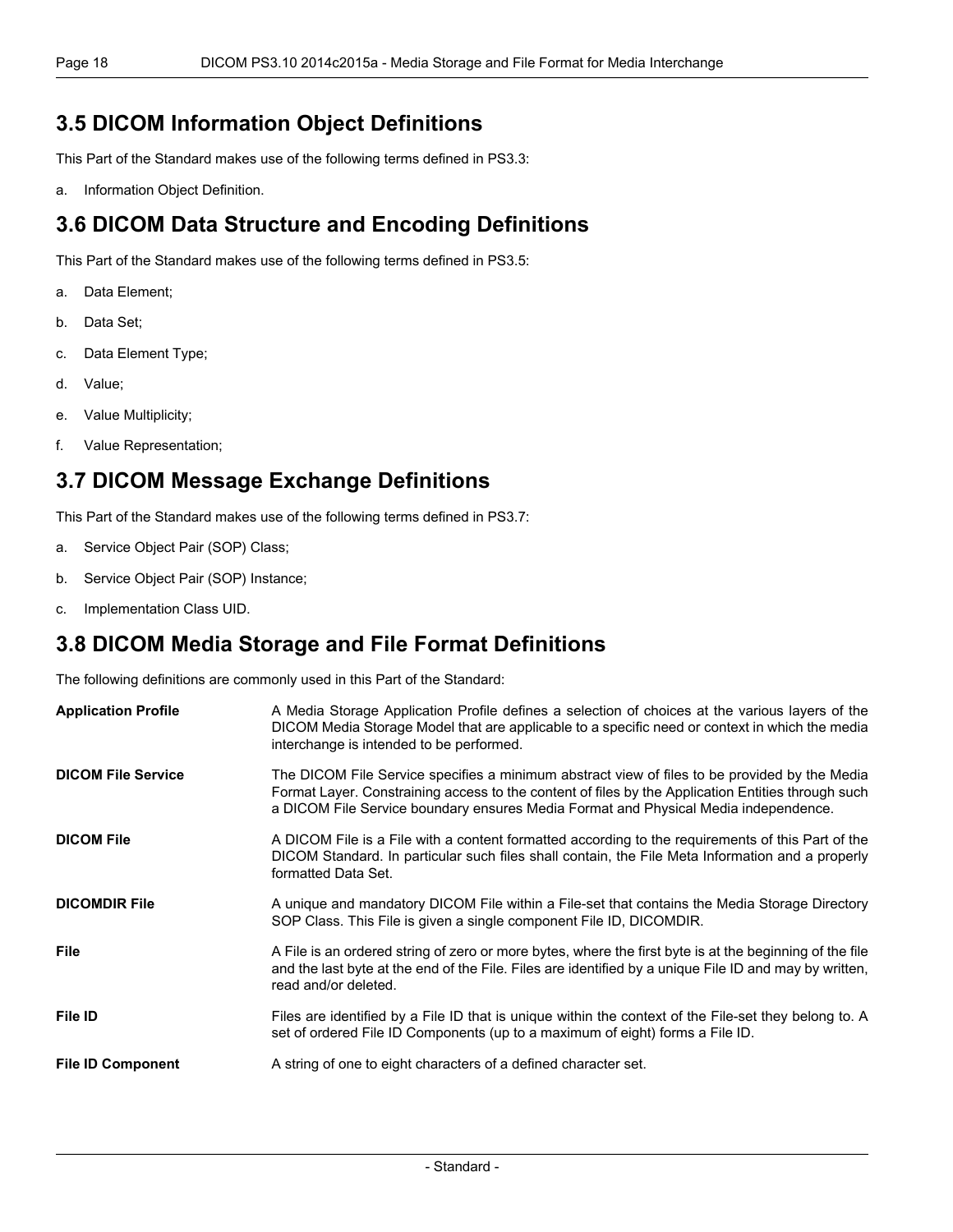## 3.5 DICOM Information Object Definitions

This Part of the Standard makes use of the following terms defined in PS3.3:

a. Information Object Definition.

## 3.6 DICOM Data Structure and Encoding Definitions

This Part of the Standard makes use of the following terms defined in PS3.5:

a. Data Element;

b. Data Set;

c. Data Element Type;

d. Value;

e. Value Multiplicity;

f. Value Representation;

## 3.7 DICOM Message Exchange Definitions

This Part of the Standard makes use of the following terms defined in PS3.7:

a. Service Object Pair (SOP) Class;

b. Service Object Pair (SOP) Instance;

c. Implementation Class UID.

## 3.8 DICOM Media Storage and File Format Definitions

The following definitions are commonly used in this Part of the Standard:

**Application Profile**
A Media Storage Application Profile defines a selection of choices at the various layers of the DICOM Media Storage Model that are applicable to a specific need or context in which the media interchange is intended to be performed.

**DICOM File Service**
The DICOM File Service specifies a minimum abstract view of files to be provided by the Media Format Layer. Constraining access to the content of files by the Application Entities through such a DICOM File Service boundary ensures Media Format and Physical Media independence.

**DICOM File**
A DICOM File is a File with a content formatted according to the requirements of this Part of the DICOM Standard. In particular such files shall contain, the File Meta Information and a properly formatted Data Set.

**DICOMDIR File**
A unique and mandatory DICOM File within a File-set that contains the Media Storage Directory SOP Class. This File is given a single component File ID, DICOMDIR.

**File**
A File is an ordered string of zero or more bytes, where the first byte is at the beginning of the file and the last byte at the end of the File. Files are identified by a unique File ID and may by written, read and/or deleted.

**File ID**
Files are identified by a File ID that is unique within the context of the File-set they belong to. A set of ordered File ID Components (up to a maximum of eight) forms a File ID.

**File ID Component**
A string of one to eight characters of a defined character set.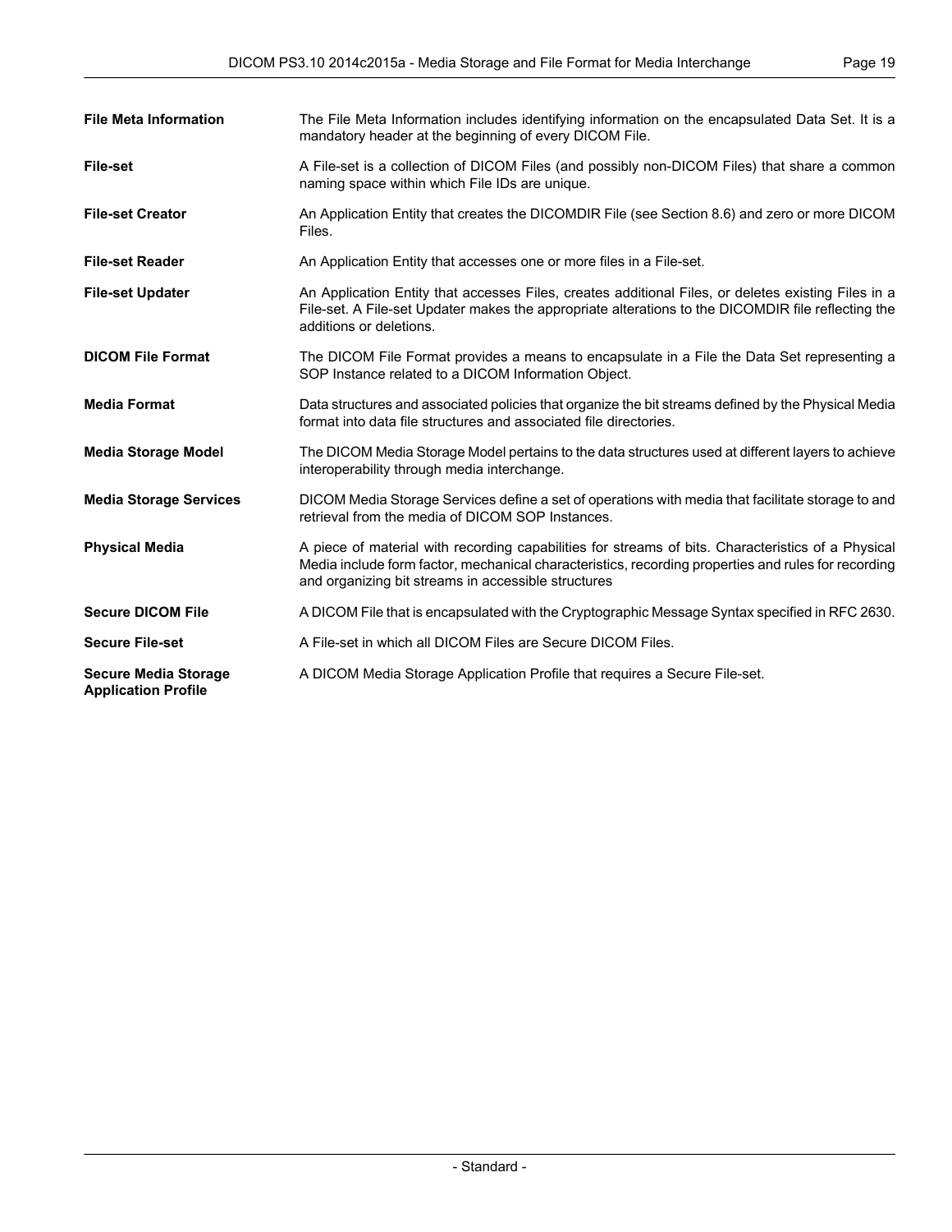**File Meta Information** The File Meta Information includes identifying information on the encapsulated Data Set. It is a mandatory header at the beginning of every DICOM File.

**File-set** A File-set is a collection of DICOM Files (and possibly non-DICOM Files) that share a common naming space within which File IDs are unique.

**File-set Creator** An Application Entity that creates the DICOMDIR File (see Section 8.6) and zero or more DICOM Files.

**File-set Reader** An Application Entity that accesses one or more files in a File-set.

**File-set Updater** An Application Entity that accesses Files, creates additional Files, or deletes existing Files in a File-set. A File-set Updater makes the appropriate alterations to the DICOMDIR file reflecting the additions or deletions.

**DICOM File Format** The DICOM File Format provides a means to encapsulate in a File the Data Set representing a SOP Instance related to a DICOM Information Object.

**Media Format** Data structures and associated policies that organize the bit streams defined by the Physical Media format into data file structures and associated file directories.

**Media Storage Model** The DICOM Media Storage Model pertains to the data structures used at different layers to achieve interoperability through media interchange.

**Media Storage Services** DICOM Media Storage Services define a set of operations with media that facilitate storage to and retrieval from the media of DICOM SOP Instances.

**Physical Media** A piece of material with recording capabilities for streams of bits. Characteristics of a Physical Media include form factor, mechanical characteristics, recording properties and rules for recording and organizing bit streams in accessible structures

**Secure DICOM File** A DICOM File that is encapsulated with the Cryptographic Message Syntax specified in RFC 2630.

**Secure File-set** A File-set in which all DICOM Files are Secure DICOM Files.

**Secure Media Storage Application Profile** A DICOM Media Storage Application Profile that requires a Secure File-set.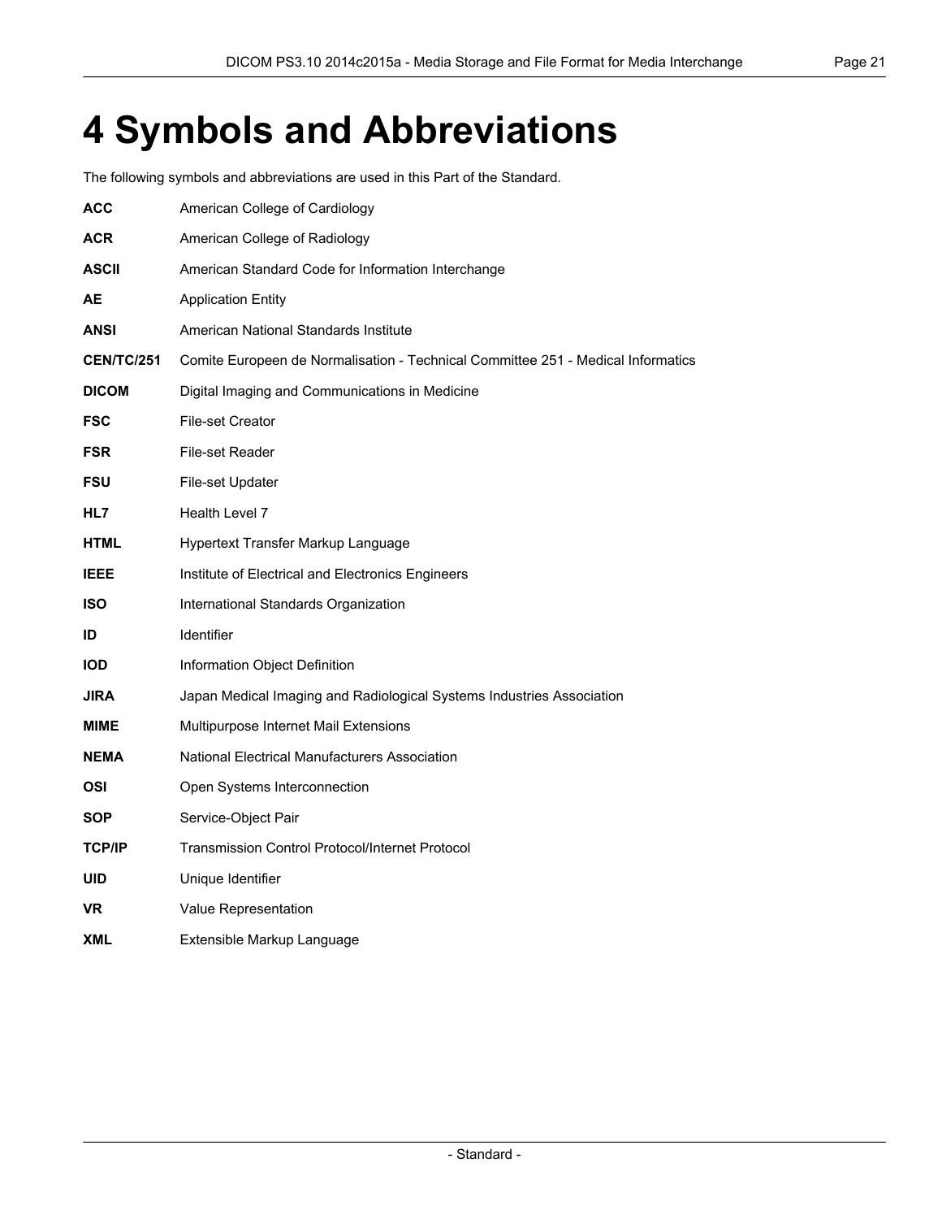# 4 Symbols and Abbreviations

The following symbols and abbreviations are used in this Part of the Standard.

**ACC** American College of Cardiology

**ACR** American College of Radiology

**ASCII** American Standard Code for Information Interchange

**AE** Application Entity

**ANSI** American National Standards Institute

**CEN/TC/251** Comite Europeen de Normalisation - Technical Committee 251 - Medical Informatics

**DICOM** Digital Imaging and Communications in Medicine

**FSC** File-set Creator

**FSR** File-set Reader

**FSU** File-set Updater

**HL7** Health Level 7

**HTML** Hypertext Transfer Markup Language

**IEEE** Institute of Electrical and Electronics Engineers

**ISO** International Standards Organization

**ID** Identifier

**IOD** Information Object Definition

**JIRA** Japan Medical Imaging and Radiological Systems Industries Association

**MIME** Multipurpose Internet Mail Extensions

**NEMA** National Electrical Manufacturers Association

**OSI** Open Systems Interconnection

**SOP** Service-Object Pair

**TCP/IP** Transmission Control Protocol/Internet Protocol

**UID** Unique Identifier

**VR** Value Representation

**XML** Extensible Markup Language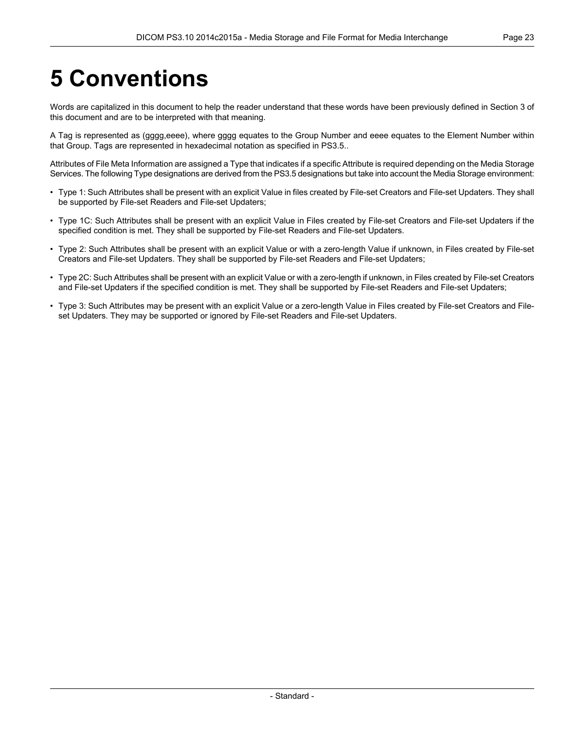# 5 Conventions

Words are capitalized in this document to help the reader understand that these words have been previously defined in Section 3 of this document and are to be interpreted with that meaning.

A Tag is represented as (gggg,eeee), where gggg equates to the Group Number and eeee equates to the Element Number within that Group. Tags are represented in hexadecimal notation as specified in PS3.5..

Attributes of File Meta Information are assigned a Type that indicates if a specific Attribute is required depending on the Media Storage Services. The following Type designations are derived from the PS3.5 designations but take into account the Media Storage environment:

- Type 1: Such Attributes shall be present with an explicit Value in files created by File-set Creators and File-set Updaters. They shall be supported by File-set Readers and File-set Updaters;
- Type 1C: Such Attributes shall be present with an explicit Value in Files created by File-set Creators and File-set Updaters if the specified condition is met. They shall be supported by File-set Readers and File-set Updaters.
- Type 2: Such Attributes shall be present with an explicit Value or with a zero-length Value if unknown, in Files created by File-set Creators and File-set Updaters. They shall be supported by File-set Readers and File-set Updaters;
- Type 2C: Such Attributes shall be present with an explicit Value or with a zero-length if unknown, in Files created by File-set Creators and File-set Updaters if the specified condition is met. They shall be supported by File-set Readers and File-set Updaters;
- Type 3: Such Attributes may be present with an explicit Value or a zero-length Value in Files created by File-set Creators and File-set Updaters. They may be supported or ignored by File-set Readers and File-set Updaters.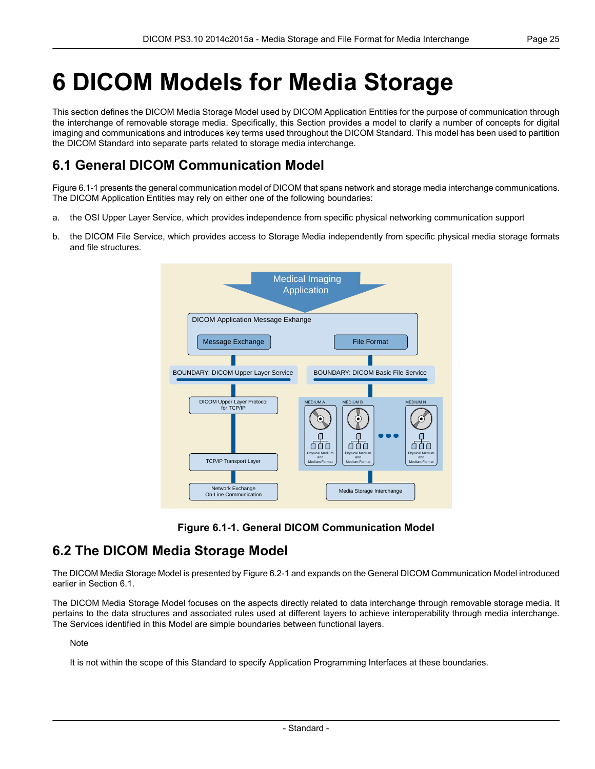# 6 DICOM Models for Media Storage

This section defines the DICOM Media Storage Model used by DICOM Application Entities for the purpose of communication through the interchange of removable storage media. Specifically, this Section provides a model to clarify a number of concepts for digital imaging and communications and introduces key terms used throughout the DICOM Standard. This model has been used to partition the DICOM Standard into separate parts related to storage media interchange.

## 6.1 General DICOM Communication Model

Figure 6.1-1 presents the general communication model of DICOM that spans network and storage media interchange communications. The DICOM Application Entities may rely on either one of the following boundaries:

a. the OSI Upper Layer Service, which provides independence from specific physical networking communication support

b. the DICOM File Service, which provides access to Storage Media independently from specific physical media storage formats and file structures.

**Figure 6.1-1. General DICOM Communication Model**

## 6.2 The DICOM Media Storage Model

The DICOM Media Storage Model is presented by Figure 6.2-1 and expands on the General DICOM Communication Model introduced earlier in Section 6.1.

The DICOM Media Storage Model focuses on the aspects directly related to data interchange through removable storage media. It pertains to the data structures and associated rules used at different layers to achieve interoperability through media interchange. The Services identified in this Model are simple boundaries between functional layers.

Note

It is not within the scope of this Standard to specify Application Programming Interfaces at these boundaries.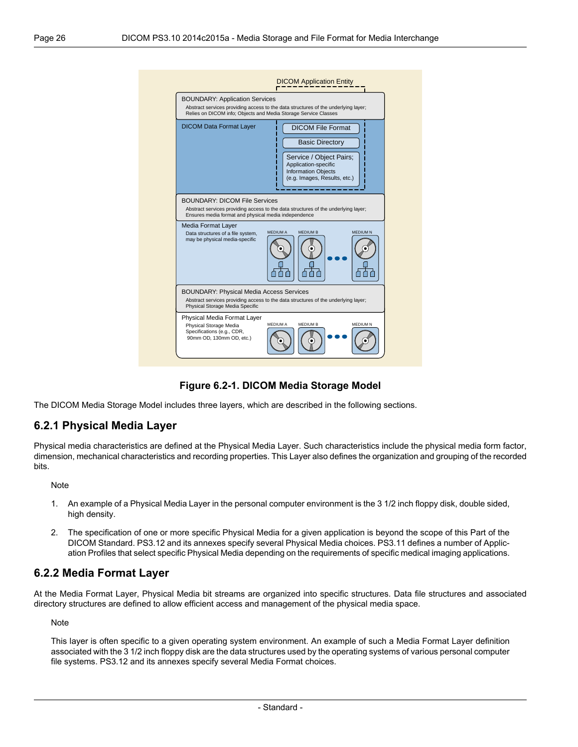DICOM Application Entity

BOUNDARY: Application Services

Abstract services providing access to the data structures of the underlying layer; Relies on DICOM info; Objects and Media Storage Service Classes

DICOM Data Format Layer

DICOM File Format

Basic Directory

Service / Object Pairs; Application-specific Information Objects (e.g. Images, Results, etc.)

BOUNDARY: DICOM File Services

Abstract services providing access to the data structures of the underlying layer; Ensures media format and physical media independence

Media Format Layer

Data structures of a file system, may be physical media-specific

MEDIUM A MEDIUM B MEDIUM N

BOUNDARY: Physical Media Access Services

Abstract services providing access to the data structures of the underlying layer; Physical Storage Media Specific

Physical Media Format Layer

Physical Storage Media Specifications (e.g., CDR, 90mm OD, 130mm OD, etc.)

MEDIUM A MEDIUM B MEDIUM N

**Figure 6.2-1. DICOM Media Storage Model**

The DICOM Media Storage Model includes three layers, which are described in the following sections.

## 6.2.1 Physical Media Layer

Physical media characteristics are defined at the Physical Media Layer. Such characteristics include the physical media form factor, dimension, mechanical characteristics and recording properties. This Layer also defines the organization and grouping of the recorded bits.

Note

1. An example of a Physical Media Layer in the personal computer environment is the 3 1/2 inch floppy disk, double sided, high density.
2. The specification of one or more specific Physical Media for a given application is beyond the scope of this Part of the DICOM Standard. PS3.12 and its annexes specify several Physical Media choices. PS3.11 defines a number of Application Profiles that select specific Physical Media depending on the requirements of specific medical imaging applications.

## 6.2.2 Media Format Layer

At the Media Format Layer, Physical Media bit streams are organized into specific structures. Data file structures and associated directory structures are defined to allow efficient access and management of the physical media space.

Note

This layer is often specific to a given operating system environment. An example of such a Media Format Layer definition associated with the 3 1/2 inch floppy disk are the data structures used by the operating systems of various personal computer file systems. PS3.12 and its annexes specify several Media Format choices.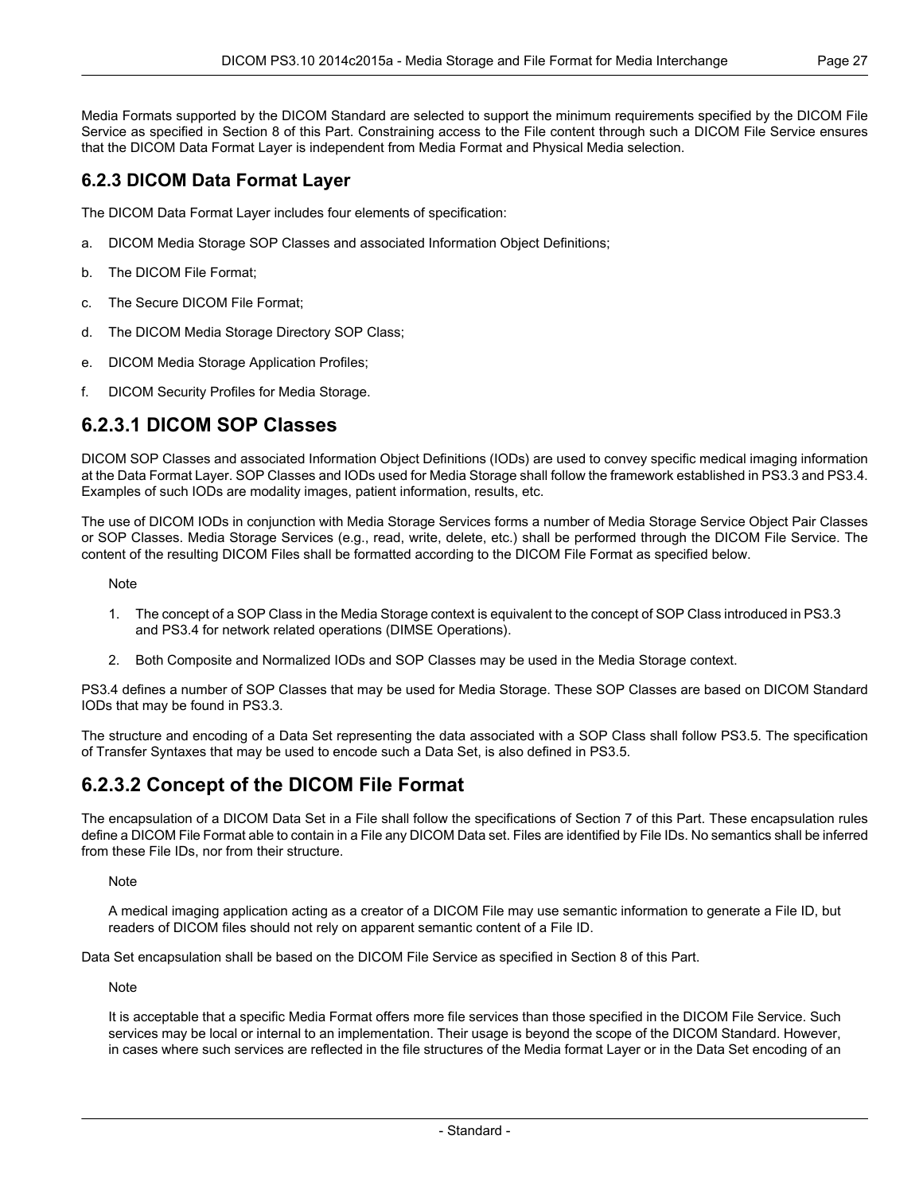Media Formats supported by the DICOM Standard are selected to support the minimum requirements specified by the DICOM File Service as specified in Section 8 of this Part. Constraining access to the File content through such a DICOM File Service ensures that the DICOM Data Format Layer is independent from Media Format and Physical Media selection.

### 6.2.3 DICOM Data Format Layer

The DICOM Data Format Layer includes four elements of specification:

a. DICOM Media Storage SOP Classes and associated Information Object Definitions;

b. The DICOM File Format;

c. The Secure DICOM File Format;

d. The DICOM Media Storage Directory SOP Class;

e. DICOM Media Storage Application Profiles;

f. DICOM Security Profiles for Media Storage.

## 6.2.3.1 DICOM SOP Classes

DICOM SOP Classes and associated Information Object Definitions (IODs) are used to convey specific medical imaging information at the Data Format Layer. SOP Classes and IODs used for Media Storage shall follow the framework established in PS3.3 and PS3.4. Examples of such IODs are modality images, patient information, results, etc.

The use of DICOM IODs in conjunction with Media Storage Services forms a number of Media Storage Service Object Pair Classes or SOP Classes. Media Storage Services (e.g., read, write, delete, etc.) shall be performed through the DICOM File Service. The content of the resulting DICOM Files shall be formatted according to the DICOM File Format as specified below.

Note

1. The concept of a SOP Class in the Media Storage context is equivalent to the concept of SOP Class introduced in PS3.3 and PS3.4 for network related operations (DIMSE Operations).
2. Both Composite and Normalized IODs and SOP Classes may be used in the Media Storage context.

PS3.4 defines a number of SOP Classes that may be used for Media Storage. These SOP Classes are based on DICOM Standard IODs that may be found in PS3.3.

The structure and encoding of a Data Set representing the data associated with a SOP Class shall follow PS3.5. The specification of Transfer Syntaxes that may be used to encode such a Data Set, is also defined in PS3.5.

## 6.2.3.2 Concept of the DICOM File Format

The encapsulation of a DICOM Data Set in a File shall follow the specifications of Section 7 of this Part. These encapsulation rules define a DICOM File Format able to contain in a File any DICOM Data set. Files are identified by File IDs. No semantics shall be inferred from these File IDs, nor from their structure.

Note

A medical imaging application acting as a creator of a DICOM File may use semantic information to generate a File ID, but readers of DICOM files should not rely on apparent semantic content of a File ID.

Data Set encapsulation shall be based on the DICOM File Service as specified in Section 8 of this Part.

Note

It is acceptable that a specific Media Format offers more file services than those specified in the DICOM File Service. Such services may be local or internal to an implementation. Their usage is beyond the scope of the DICOM Standard. However, in cases where such services are reflected in the file structures of the Media format Layer or in the Data Set encoding of an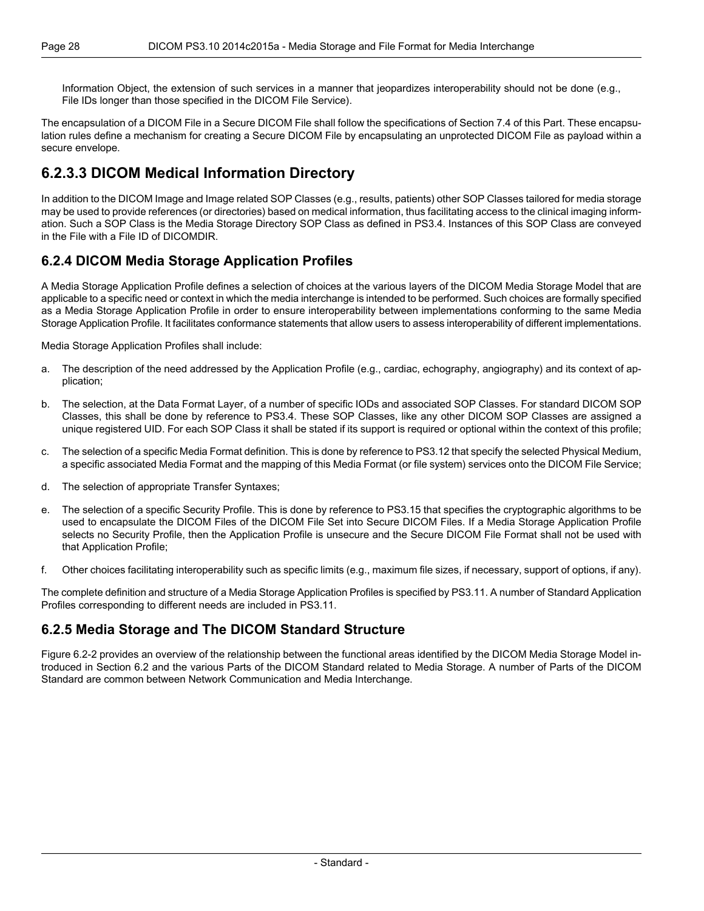Information Object, the extension of such services in a manner that jeopardizes interoperability should not be done (e.g., File IDs longer than those specified in the DICOM File Service).

The encapsulation of a DICOM File in a Secure DICOM File shall follow the specifications of Section 7.4 of this Part. These encapsulation rules define a mechanism for creating a Secure DICOM File by encapsulating an unprotected DICOM File as payload within a secure envelope.

### 6.2.3.3 DICOM Medical Information Directory

In addition to the DICOM Image and Image related SOP Classes (e.g., results, patients) other SOP Classes tailored for media storage may be used to provide references (or directories) based on medical information, thus facilitating access to the clinical imaging information. Such a SOP Class is the Media Storage Directory SOP Class as defined in PS3.4. Instances of this SOP Class are conveyed in the File with a File ID of DICOMDIR.

## 6.2.4 DICOM Media Storage Application Profiles

A Media Storage Application Profile defines a selection of choices at the various layers of the DICOM Media Storage Model that are applicable to a specific need or context in which the media interchange is intended to be performed. Such choices are formally specified as a Media Storage Application Profile in order to ensure interoperability between implementations conforming to the same Media Storage Application Profile. It facilitates conformance statements that allow users to assess interoperability of different implementations.

Media Storage Application Profiles shall include:

a. The description of the need addressed by the Application Profile (e.g., cardiac, echography, angiography) and its context of application;

b. The selection, at the Data Format Layer, of a number of specific IODs and associated SOP Classes. For standard DICOM SOP Classes, this shall be done by reference to PS3.4. These SOP Classes, like any other DICOM SOP Classes are assigned a unique registered UID. For each SOP Class it shall be stated if its support is required or optional within the context of this profile;

c. The selection of a specific Media Format definition. This is done by reference to PS3.12 that specify the selected Physical Medium, a specific associated Media Format and the mapping of this Media Format (or file system) services onto the DICOM File Service;

d. The selection of appropriate Transfer Syntaxes;

e. The selection of a specific Security Profile. This is done by reference to PS3.15 that specifies the cryptographic algorithms to be used to encapsulate the DICOM Files of the DICOM File Set into Secure DICOM Files. If a Media Storage Application Profile selects no Security Profile, then the Application Profile is unsecure and the Secure DICOM File Format shall not be used with that Application Profile;

f. Other choices facilitating interoperability such as specific limits (e.g., maximum file sizes, if necessary, support of options, if any).

The complete definition and structure of a Media Storage Application Profiles is specified by PS3.11. A number of Standard Application Profiles corresponding to different needs are included in PS3.11.

## 6.2.5 Media Storage and The DICOM Standard Structure

Figure 6.2-2 provides an overview of the relationship between the functional areas identified by the DICOM Media Storage Model introduced in Section 6.2 and the various Parts of the DICOM Standard related to Media Storage. A number of Parts of the DICOM Standard are common between Network Communication and Media Interchange.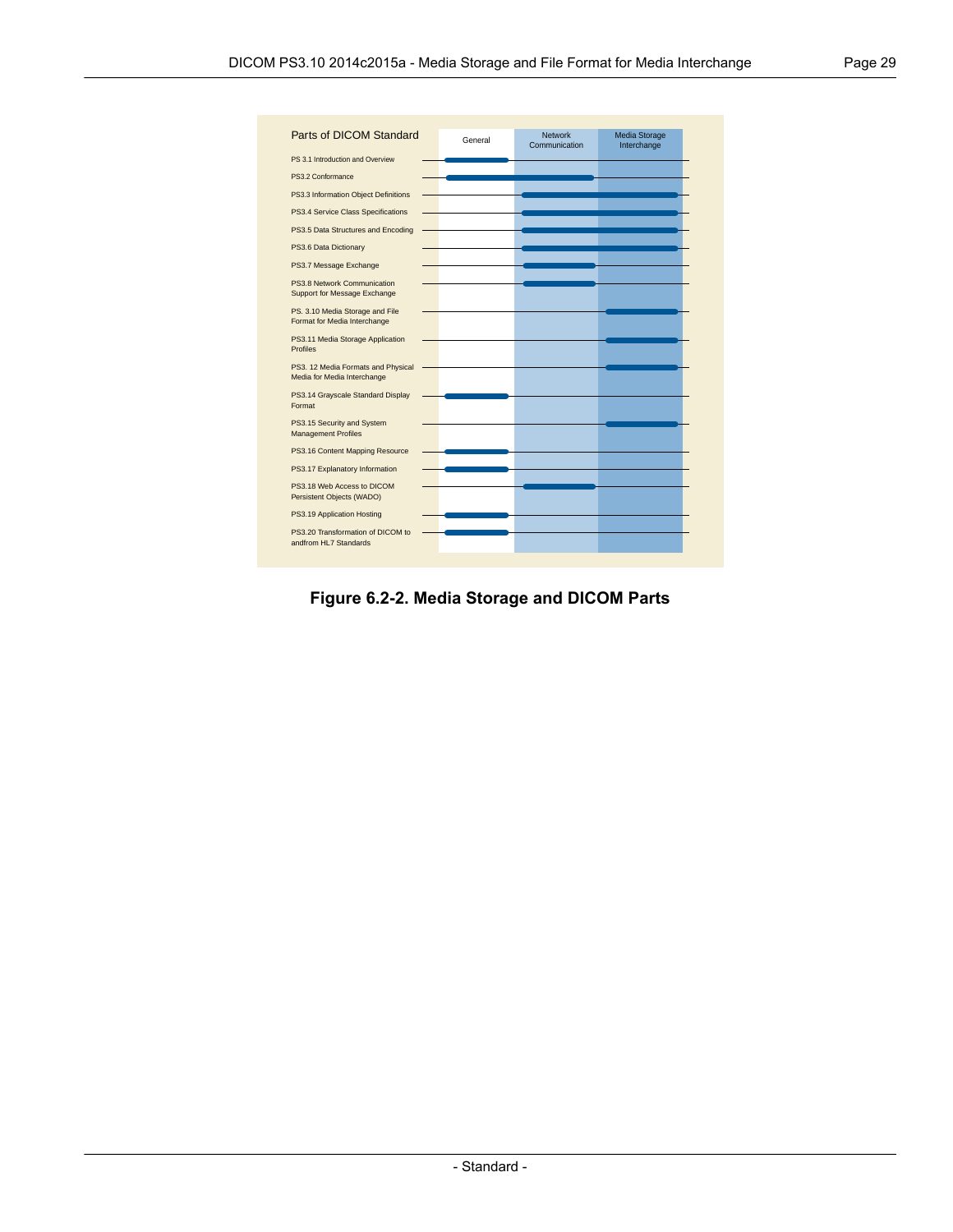| Parts of DICOM Standard | General | Network Communication | Media Storage Interchange |
| --- | --- | --- | --- |
| PS 3.1 Introduction and Overview | X | | |
| PS3.2 Conformance | X | X | |
| PS3.3 Information Object Definitions | | X | X |
| PS3.4 Service Class Specifications | | X | X |
| PS3.5 Data Structures and Encoding | | X | X |
| PS3.6 Data Dictionary | | X | X |
| PS3.7 Message Exchange | | X | |
| PS3.8 Network Communication Support for Message Exchange | | X | |
| PS. 3.10 Media Storage and File Format for Media Interchange | | | X |
| PS3.11 Media Storage Application Profiles | | | X |
| PS3. 12 Media Formats and Physical Media for Media Interchange | | | X |
| PS3.14 Grayscale Standard Display Format | X | | |
| PS3.15 Security and System Management Profiles | | | X |
| PS3.16 Content Mapping Resource | X | | |
| PS3.17 Explanatory Information | X | | |
| PS3.18 Web Access to DICOM Persistent Objects (WADO) | | X | |
| PS3.19 Application Hosting | X | | |
| PS3.20 Transformation of DICOM to andfrom HL7 Standards | X | | |

**Figure 6.2-2. Media Storage and DICOM Parts**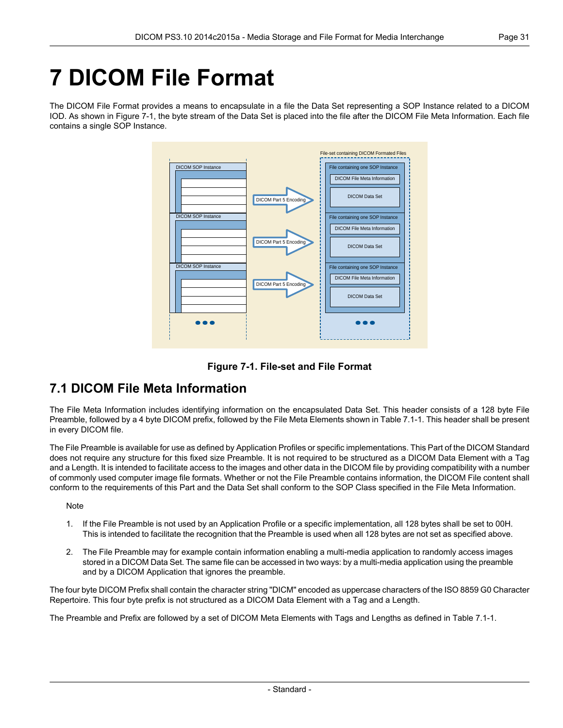# 7 DICOM File Format

The DICOM File Format provides a means to encapsulate in a file the Data Set representing a SOP Instance related to a DICOM IOD. As shown in Figure 7-1, the byte stream of the Data Set is placed into the file after the DICOM File Meta Information. Each file contains a single SOP Instance.

**Figure 7-1. File-set and File Format**

## 7.1 DICOM File Meta Information

The File Meta Information includes identifying information on the encapsulated Data Set. This header consists of a 128 byte File Preamble, followed by a 4 byte DICOM prefix, followed by the File Meta Elements shown in Table 7.1-1. This header shall be present in every DICOM file.

The File Preamble is available for use as defined by Application Profiles or specific implementations. This Part of the DICOM Standard does not require any structure for this fixed size Preamble. It is not required to be structured as a DICOM Data Element with a Tag and a Length. It is intended to facilitate access to the images and other data in the DICOM file by providing compatibility with a number of commonly used computer image file formats. Whether or not the File Preamble contains information, the DICOM File content shall conform to the requirements of this Part and the Data Set shall conform to the SOP Class specified in the File Meta Information.

Note

1. If the File Preamble is not used by an Application Profile or a specific implementation, all 128 bytes shall be set to 00H. This is intended to facilitate the recognition that the Preamble is used when all 128 bytes are not set as specified above.
2. The File Preamble may for example contain information enabling a multi-media application to randomly access images stored in a DICOM Data Set. The same file can be accessed in two ways: by a multi-media application using the preamble and by a DICOM Application that ignores the preamble.

The four byte DICOM Prefix shall contain the character string "DICM" encoded as uppercase characters of the ISO 8859 G0 Character Repertoire. This four byte prefix is not structured as a DICOM Data Element with a Tag and a Length.

The Preamble and Prefix are followed by a set of DICOM Meta Elements with Tags and Lengths as defined in Table 7.1-1.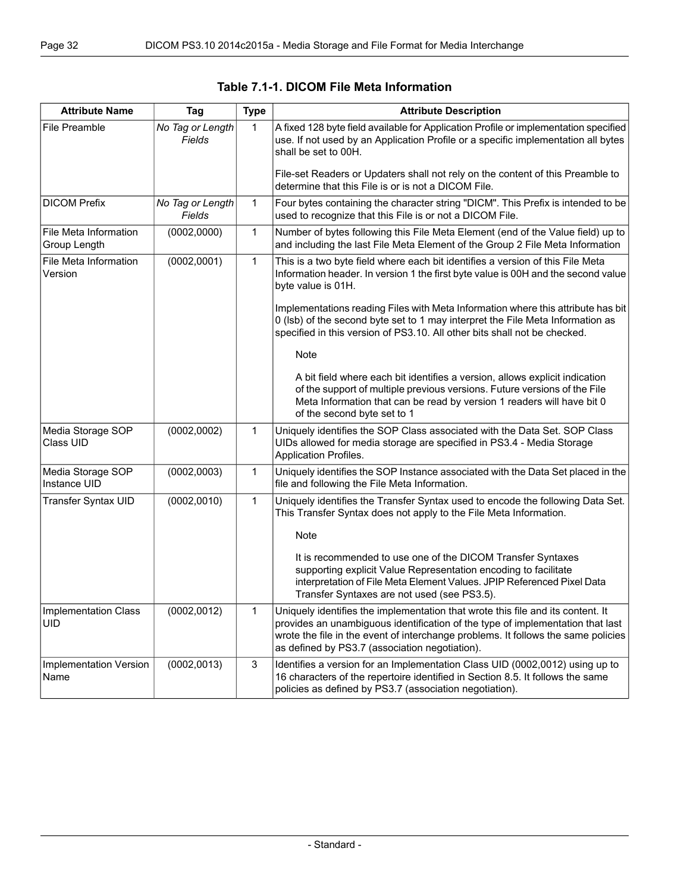**Table 7.1-1. DICOM File Meta Information**

| Attribute Name | Tag | Type | Attribute Description |
|---|---|---|---|
| File Preamble | *No Tag or Length Fields* | 1 | A fixed 128 byte field available for Application Profile or implementation specified use. If not used by an Application Profile or a specific implementation all bytes shall be set to 00H.<br><br>File-set Readers or Updaters shall not rely on the content of this Preamble to determine that this File is or is not a DICOM File. |
| DICOM Prefix | *No Tag or Length Fields* | 1 | Four bytes containing the character string "DICM". This Prefix is intended to be used to recognize that this File is or not a DICOM File. |
| File Meta Information Group Length | (0002,0000) | 1 | Number of bytes following this File Meta Element (end of the Value field) up to and including the last File Meta Element of the Group 2 File Meta Information |
| File Meta Information Version | (0002,0001) | 1 | This is a two byte field where each bit identifies a version of this File Meta Information header. In version 1 the first byte value is 00H and the second value byte value is 01H.<br><br>Implementations reading Files with Meta Information where this attribute has bit 0 (lsb) of the second byte set to 1 may interpret the File Meta Information as specified in this version of PS3.10. All other bits shall not be checked.<br><br>Note<br><br>A bit field where each bit identifies a version, allows explicit indication of the support of multiple previous versions. Future versions of the File Meta Information that can be read by version 1 readers will have bit 0 of the second byte set to 1 |
| Media Storage SOP Class UID | (0002,0002) | 1 | Uniquely identifies the SOP Class associated with the Data Set. SOP Class UIDs allowed for media storage are specified in PS3.4 - Media Storage Application Profiles. |
| Media Storage SOP Instance UID | (0002,0003) | 1 | Uniquely identifies the SOP Instance associated with the Data Set placed in the file and following the File Meta Information. |
| Transfer Syntax UID | (0002,0010) | 1 | Uniquely identifies the Transfer Syntax used to encode the following Data Set. This Transfer Syntax does not apply to the File Meta Information.<br><br>Note<br><br>It is recommended to use one of the DICOM Transfer Syntaxes supporting explicit Value Representation encoding to facilitate interpretation of File Meta Element Values. JPIP Referenced Pixel Data Transfer Syntaxes are not used (see PS3.5). |
| Implementation Class UID | (0002,0012) | 1 | Uniquely identifies the implementation that wrote this file and its content. It provides an unambiguous identification of the type of implementation that last wrote the file in the event of interchange problems. It follows the same policies as defined by PS3.7 (association negotiation). |
| Implementation Version Name | (0002,0013) | 3 | Identifies a version for an Implementation Class UID (0002,0012) using up to 16 characters of the repertoire identified in Section 8.5. It follows the same policies as defined by PS3.7 (association negotiation). |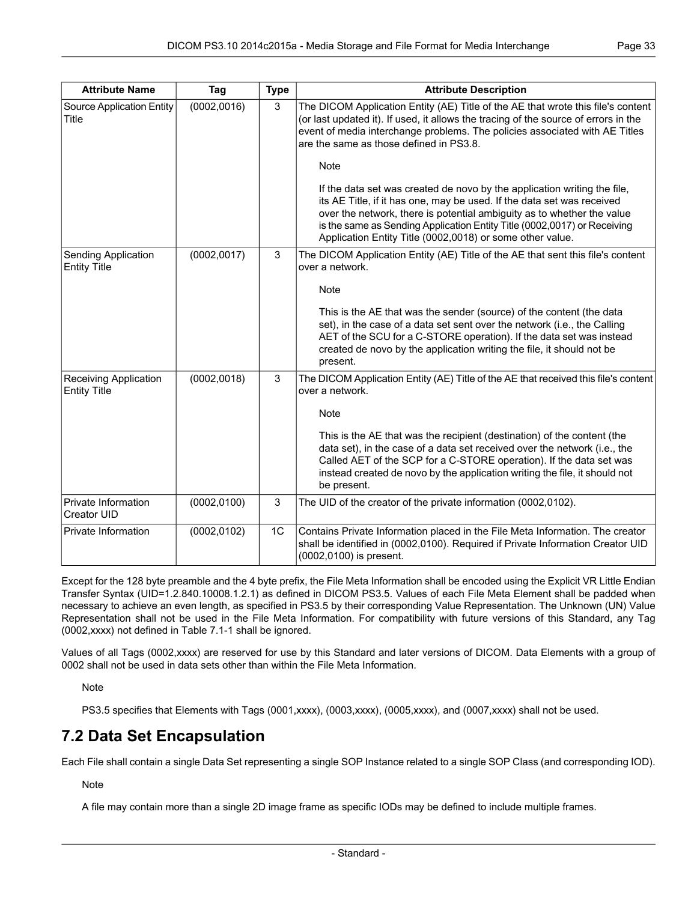| Attribute Name | Tag | Type | Attribute Description |
|---|---|---|---|
| Source Application Entity Title | (0002,0016) | 3 | The DICOM Application Entity (AE) Title of the AE that wrote this file's content (or last updated it). If used, it allows the tracing of the source of errors in the event of media interchange problems. The policies associated with AE Titles are the same as those defined in PS3.8.<br><br>Note<br><br>If the data set was created de novo by the application writing the file, its AE Title, if it has one, may be used. If the data set was received over the network, there is potential ambiguity as to whether the value is the same as Sending Application Entity Title (0002,0017) or Receiving Application Entity Title (0002,0018) or some other value. |
| Sending Application Entity Title | (0002,0017) | 3 | The DICOM Application Entity (AE) Title of the AE that sent this file's content over a network.<br><br>Note<br><br>This is the AE that was the sender (source) of the content (the data set), in the case of a data set sent over the network (i.e., the Calling AET of the SCU for a C-STORE operation). If the data set was instead created de novo by the application writing the file, it should not be present. |
| Receiving Application Entity Title | (0002,0018) | 3 | The DICOM Application Entity (AE) Title of the AE that received this file's content over a network.<br><br>Note<br><br>This is the AE that was the recipient (destination) of the content (the data set), in the case of a data set received over the network (i.e., the Called AET of the SCP for a C-STORE operation). If the data set was instead created de novo by the application writing the file, it should not be present. |
| Private Information Creator UID | (0002,0100) | 3 | The UID of the creator of the private information (0002,0102). |
| Private Information | (0002,0102) | 1C | Contains Private Information placed in the File Meta Information. The creator shall be identified in (0002,0100). Required if Private Information Creator UID (0002,0100) is present. |

Except for the 128 byte preamble and the 4 byte prefix, the File Meta Information shall be encoded using the Explicit VR Little Endian Transfer Syntax (UID=1.2.840.10008.1.2.1) as defined in DICOM PS3.5. Values of each File Meta Element shall be padded when necessary to achieve an even length, as specified in PS3.5 by their corresponding Value Representation. The Unknown (UN) Value Representation shall not be used in the File Meta Information. For compatibility with future versions of this Standard, any Tag (0002,xxxx) not defined in Table 7.1-1 shall be ignored.

Values of all Tags (0002,xxxx) are reserved for use by this Standard and later versions of DICOM. Data Elements with a group of 0002 shall not be used in data sets other than within the File Meta Information.

Note

PS3.5 specifies that Elements with Tags (0001,xxxx), (0003,xxxx), (0005,xxxx), and (0007,xxxx) shall not be used.

## 7.2 Data Set Encapsulation

Each File shall contain a single Data Set representing a single SOP Instance related to a single SOP Class (and corresponding IOD).

Note

A file may contain more than a single 2D image frame as specific IODs may be defined to include multiple frames.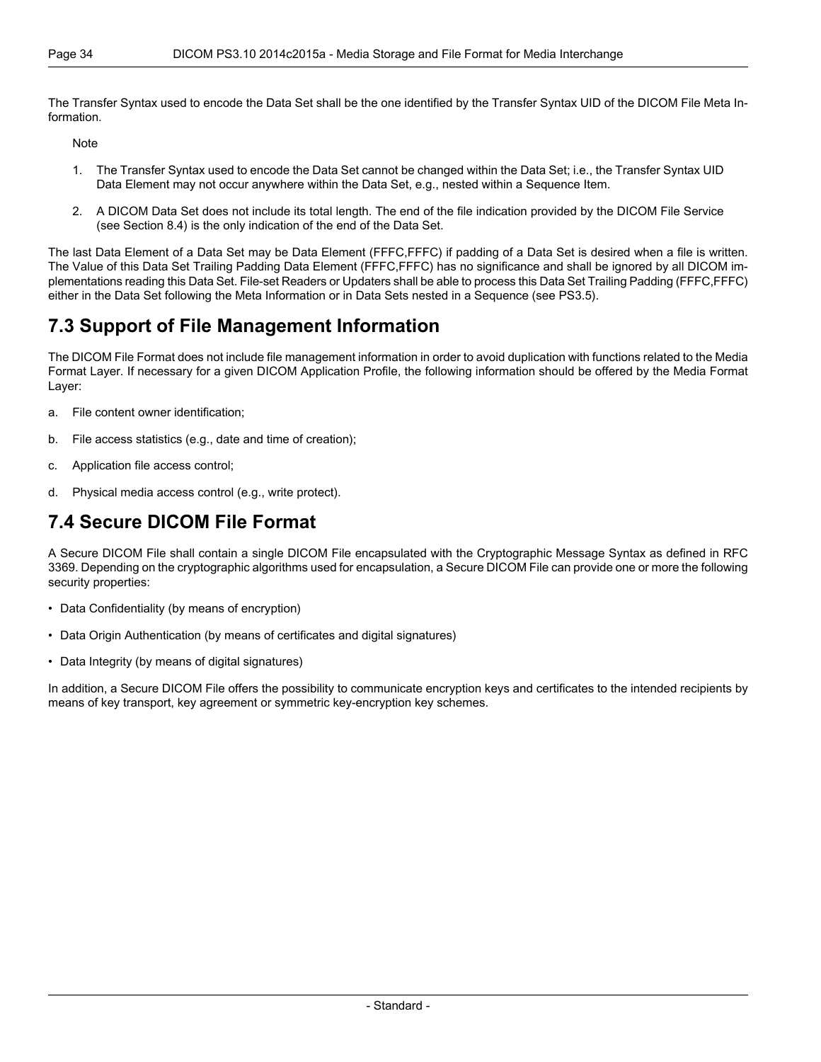The Transfer Syntax used to encode the Data Set shall be the one identified by the Transfer Syntax UID of the DICOM File Meta Information.

Note

1. The Transfer Syntax used to encode the Data Set cannot be changed within the Data Set; i.e., the Transfer Syntax UID Data Element may not occur anywhere within the Data Set, e.g., nested within a Sequence Item.
2. A DICOM Data Set does not include its total length. The end of the file indication provided by the DICOM File Service (see Section 8.4) is the only indication of the end of the Data Set.

The last Data Element of a Data Set may be Data Element (FFFC,FFFC) if padding of a Data Set is desired when a file is written. The Value of this Data Set Trailing Padding Data Element (FFFC,FFFC) has no significance and shall be ignored by all DICOM implementations reading this Data Set. File-set Readers or Updaters shall be able to process this Data Set Trailing Padding (FFFC,FFFC) either in the Data Set following the Meta Information or in Data Sets nested in a Sequence (see PS3.5).

## 7.3 Support of File Management Information

The DICOM File Format does not include file management information in order to avoid duplication with functions related to the Media Format Layer. If necessary for a given DICOM Application Profile, the following information should be offered by the Media Format Layer:

a. File content owner identification;

b. File access statistics (e.g., date and time of creation);

c. Application file access control;

d. Physical media access control (e.g., write protect).

## 7.4 Secure DICOM File Format

A Secure DICOM File shall contain a single DICOM File encapsulated with the Cryptographic Message Syntax as defined in RFC 3369. Depending on the cryptographic algorithms used for encapsulation, a Secure DICOM File can provide one or more the following security properties:

- Data Confidentiality (by means of encryption)
- Data Origin Authentication (by means of certificates and digital signatures)
- Data Integrity (by means of digital signatures)

In addition, a Secure DICOM File offers the possibility to communicate encryption keys and certificates to the intended recipients by means of key transport, key agreement or symmetric key-encryption key schemes.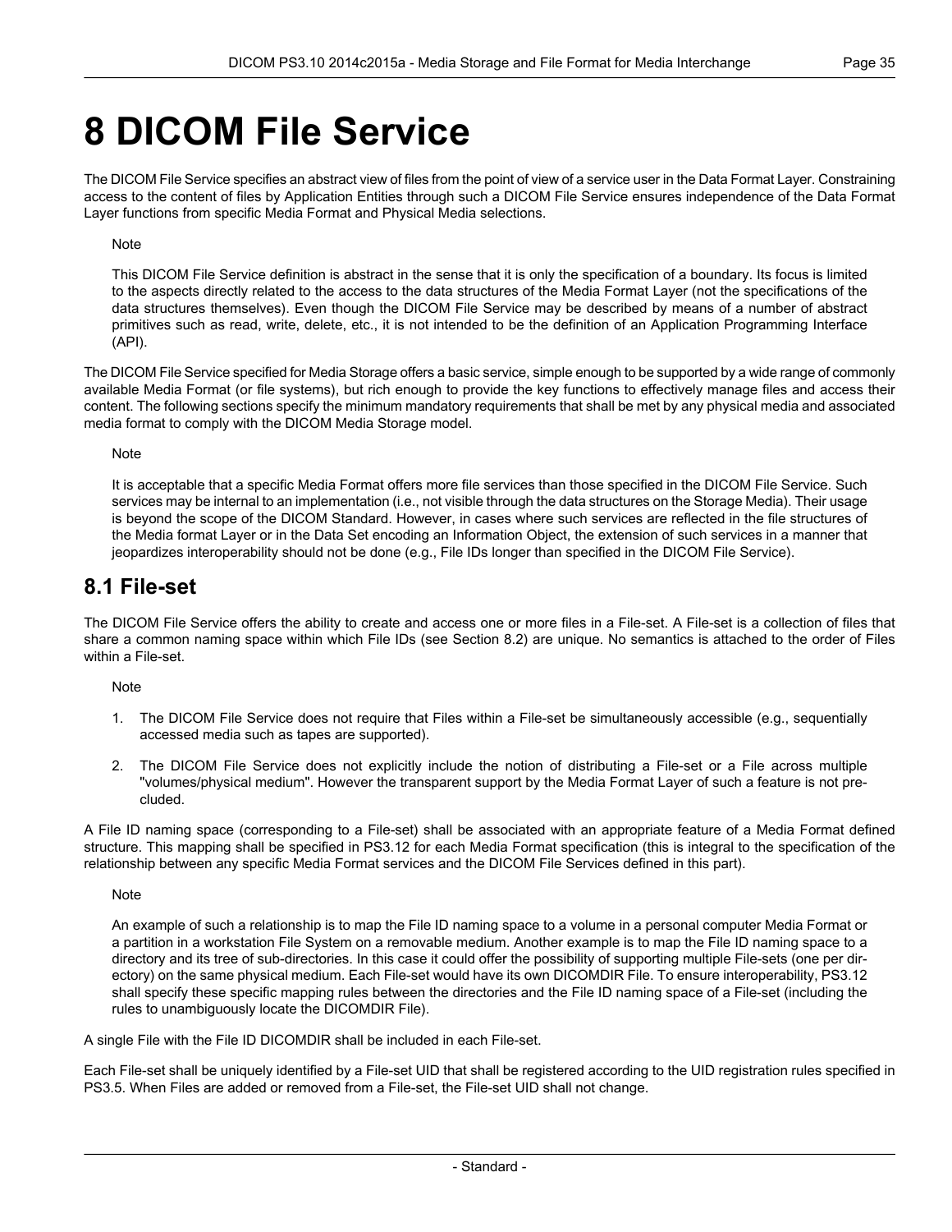# 8 DICOM File Service

The DICOM File Service specifies an abstract view of files from the point of view of a service user in the Data Format Layer. Constraining access to the content of files by Application Entities through such a DICOM File Service ensures independence of the Data Format Layer functions from specific Media Format and Physical Media selections.

Note

This DICOM File Service definition is abstract in the sense that it is only the specification of a boundary. Its focus is limited to the aspects directly related to the access to the data structures of the Media Format Layer (not the specifications of the data structures themselves). Even though the DICOM File Service may be described by means of a number of abstract primitives such as read, write, delete, etc., it is not intended to be the definition of an Application Programming Interface (API).

The DICOM File Service specified for Media Storage offers a basic service, simple enough to be supported by a wide range of commonly available Media Format (or file systems), but rich enough to provide the key functions to effectively manage files and access their content. The following sections specify the minimum mandatory requirements that shall be met by any physical media and associated media format to comply with the DICOM Media Storage model.

Note

It is acceptable that a specific Media Format offers more file services than those specified in the DICOM File Service. Such services may be internal to an implementation (i.e., not visible through the data structures on the Storage Media). Their usage is beyond the scope of the DICOM Standard. However, in cases where such services are reflected in the file structures of the Media format Layer or in the Data Set encoding an Information Object, the extension of such services in a manner that jeopardizes interoperability should not be done (e.g., File IDs longer than specified in the DICOM File Service).

## 8.1 File-set

The DICOM File Service offers the ability to create and access one or more files in a File-set. A File-set is a collection of files that share a common naming space within which File IDs (see Section 8.2) are unique. No semantics is attached to the order of Files within a File-set.

Note

1. The DICOM File Service does not require that Files within a File-set be simultaneously accessible (e.g., sequentially accessed media such as tapes are supported).
2. The DICOM File Service does not explicitly include the notion of distributing a File-set or a File across multiple "volumes/physical medium". However the transparent support by the Media Format Layer of such a feature is not precluded.

A File ID naming space (corresponding to a File-set) shall be associated with an appropriate feature of a Media Format defined structure. This mapping shall be specified in PS3.12 for each Media Format specification (this is integral to the specification of the relationship between any specific Media Format services and the DICOM File Services defined in this part).

Note

An example of such a relationship is to map the File ID naming space to a volume in a personal computer Media Format or a partition in a workstation File System on a removable medium. Another example is to map the File ID naming space to a directory and its tree of sub-directories. In this case it could offer the possibility of supporting multiple File-sets (one per directory) on the same physical medium. Each File-set would have its own DICOMDIR File. To ensure interoperability, PS3.12 shall specify these specific mapping rules between the directories and the File ID naming space of a File-set (including the rules to unambiguously locate the DICOMDIR File).

A single File with the File ID DICOMDIR shall be included in each File-set.

Each File-set shall be uniquely identified by a File-set UID that shall be registered according to the UID registration rules specified in PS3.5. When Files are added or removed from a File-set, the File-set UID shall not change.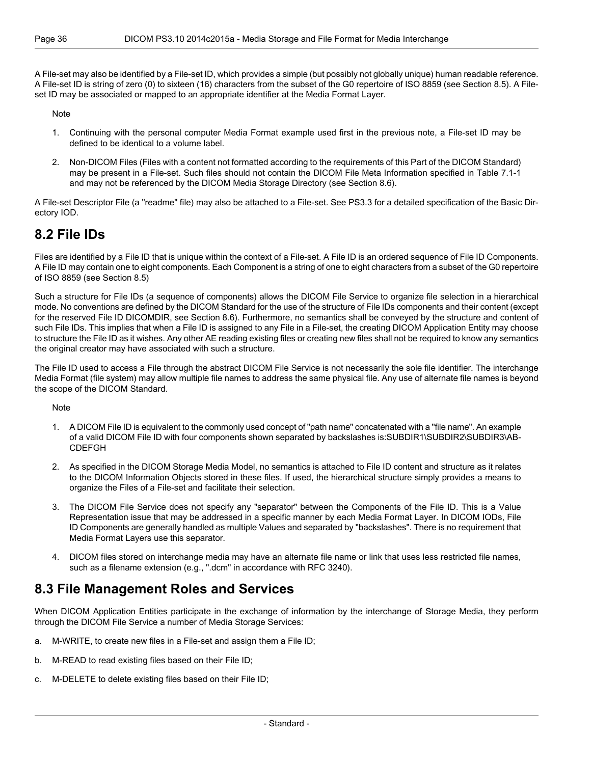A File-set may also be identified by a File-set ID, which provides a simple (but possibly not globally unique) human readable reference. A File-set ID is string of zero (0) to sixteen (16) characters from the subset of the G0 repertoire of ISO 8859 (see Section 8.5). A File-set ID may be associated or mapped to an appropriate identifier at the Media Format Layer.

Note

1. Continuing with the personal computer Media Format example used first in the previous note, a File-set ID may be defined to be identical to a volume label.
2. Non-DICOM Files (Files with a content not formatted according to the requirements of this Part of the DICOM Standard) may be present in a File-set. Such files should not contain the DICOM File Meta Information specified in Table 7.1-1 and may not be referenced by the DICOM Media Storage Directory (see Section 8.6).

A File-set Descriptor File (a "readme" file) may also be attached to a File-set. See PS3.3 for a detailed specification of the Basic Directory IOD.

## 8.2 File IDs

Files are identified by a File ID that is unique within the context of a File-set. A File ID is an ordered sequence of File ID Components. A File ID may contain one to eight components. Each Component is a string of one to eight characters from a subset of the G0 repertoire of ISO 8859 (see Section 8.5)

Such a structure for File IDs (a sequence of components) allows the DICOM File Service to organize file selection in a hierarchical mode. No conventions are defined by the DICOM Standard for the use of the structure of File IDs components and their content (except for the reserved File ID DICOMDIR, see Section 8.6). Furthermore, no semantics shall be conveyed by the structure and content of such File IDs. This implies that when a File ID is assigned to any File in a File-set, the creating DICOM Application Entity may choose to structure the File ID as it wishes. Any other AE reading existing files or creating new files shall not be required to know any semantics the original creator may have associated with such a structure.

The File ID used to access a File through the abstract DICOM File Service is not necessarily the sole file identifier. The interchange Media Format (file system) may allow multiple file names to address the same physical file. Any use of alternate file names is beyond the scope of the DICOM Standard.

Note

1. A DICOM File ID is equivalent to the commonly used concept of "path name" concatenated with a "file name". An example of a valid DICOM File ID with four components shown separated by backslashes is:SUBDIR1\SUBDIR2\SUBDIR3\ABCDEFGH
2. As specified in the DICOM Storage Media Model, no semantics is attached to File ID content and structure as it relates to the DICOM Information Objects stored in these files. If used, the hierarchical structure simply provides a means to organize the Files of a File-set and facilitate their selection.
3. The DICOM File Service does not specify any "separator" between the Components of the File ID. This is a Value Representation issue that may be addressed in a specific manner by each Media Format Layer. In DICOM IODs, File ID Components are generally handled as multiple Values and separated by "backslashes". There is no requirement that Media Format Layers use this separator.
4. DICOM files stored on interchange media may have an alternate file name or link that uses less restricted file names, such as a filename extension (e.g., ".dcm" in accordance with RFC 3240).

## 8.3 File Management Roles and Services

When DICOM Application Entities participate in the exchange of information by the interchange of Storage Media, they perform through the DICOM File Service a number of Media Storage Services:

a. M-WRITE, to create new files in a File-set and assign them a File ID;

b. M-READ to read existing files based on their File ID;

c. M-DELETE to delete existing files based on their File ID;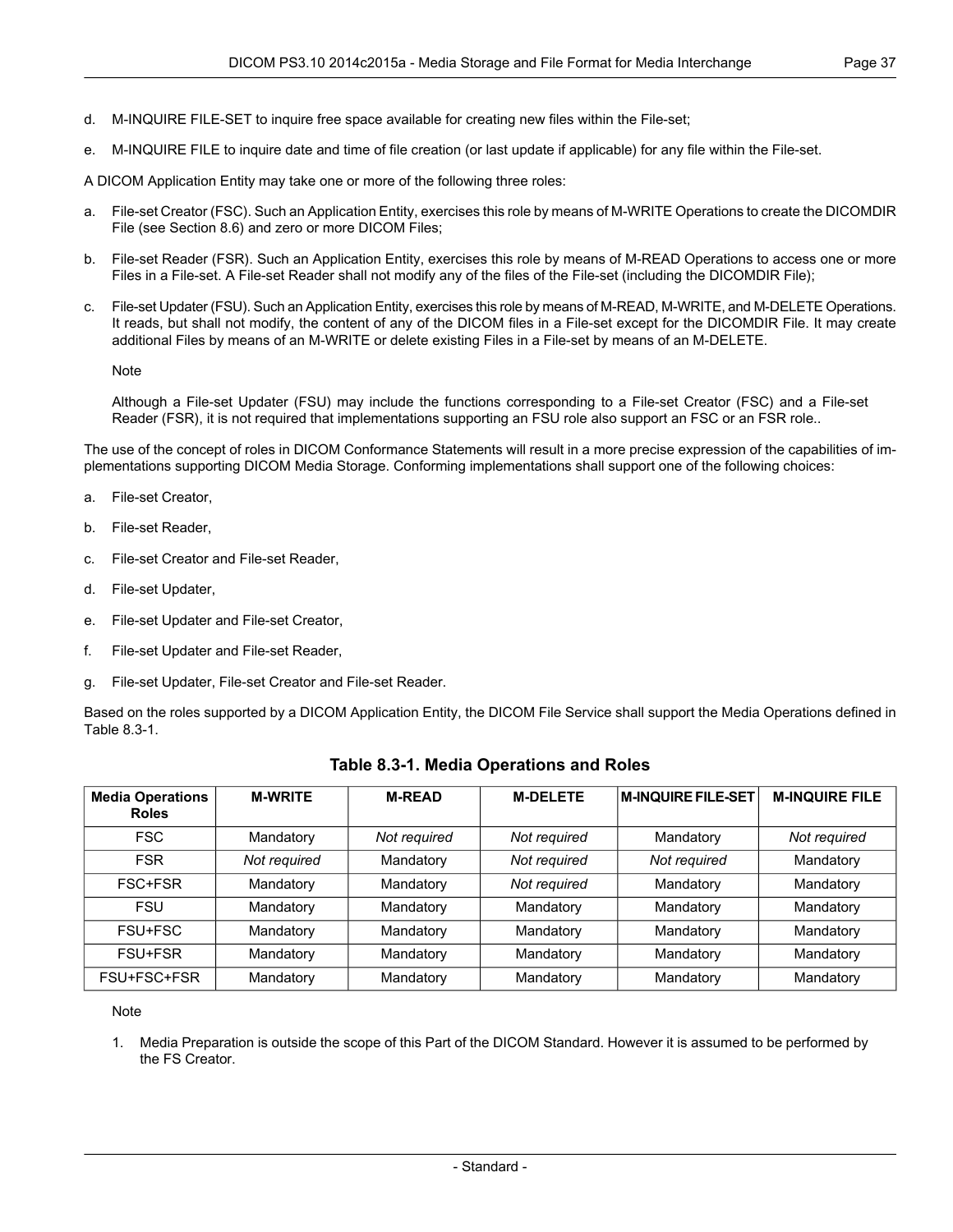d. M-INQUIRE FILE-SET to inquire free space available for creating new files within the File-set;

e. M-INQUIRE FILE to inquire date and time of file creation (or last update if applicable) for any file within the File-set.

A DICOM Application Entity may take one or more of the following three roles:

a. File-set Creator (FSC). Such an Application Entity, exercises this role by means of M-WRITE Operations to create the DICOMDIR File (see Section 8.6) and zero or more DICOM Files;

b. File-set Reader (FSR). Such an Application Entity, exercises this role by means of M-READ Operations to access one or more Files in a File-set. A File-set Reader shall not modify any of the files of the File-set (including the DICOMDIR File);

c. File-set Updater (FSU). Such an Application Entity, exercises this role by means of M-READ, M-WRITE, and M-DELETE Operations. It reads, but shall not modify, the content of any of the DICOM files in a File-set except for the DICOMDIR File. It may create additional Files by means of an M-WRITE or delete existing Files in a File-set by means of an M-DELETE.

   Note

   Although a File-set Updater (FSU) may include the functions corresponding to a File-set Creator (FSC) and a File-set Reader (FSR), it is not required that implementations supporting an FSU role also support an FSC or an FSR role..

The use of the concept of roles in DICOM Conformance Statements will result in a more precise expression of the capabilities of implementations supporting DICOM Media Storage. Conforming implementations shall support one of the following choices:

a. File-set Creator,

b. File-set Reader,

c. File-set Creator and File-set Reader,

d. File-set Updater,

e. File-set Updater and File-set Creator,

f. File-set Updater and File-set Reader,

g. File-set Updater, File-set Creator and File-set Reader.

Based on the roles supported by a DICOM Application Entity, the DICOM File Service shall support the Media Operations defined in Table 8.3-1.

**Table 8.3-1. Media Operations and Roles**

| Media Operations Roles | M-WRITE | M-READ | M-DELETE | M-INQUIRE FILE-SET | M-INQUIRE FILE |
|---|---|---|---|---|---|
| FSC | Mandatory | *Not required* | *Not required* | Mandatory | *Not required* |
| FSR | *Not required* | Mandatory | *Not required* | *Not required* | Mandatory |
| FSC+FSR | Mandatory | Mandatory | *Not required* | Mandatory | Mandatory |
| FSU | Mandatory | Mandatory | Mandatory | Mandatory | Mandatory |
| FSU+FSC | Mandatory | Mandatory | Mandatory | Mandatory | Mandatory |
| FSU+FSR | Mandatory | Mandatory | Mandatory | Mandatory | Mandatory |
| FSU+FSC+FSR | Mandatory | Mandatory | Mandatory | Mandatory | Mandatory |

Note

1. Media Preparation is outside the scope of this Part of the DICOM Standard. However it is assumed to be performed by the FS Creator.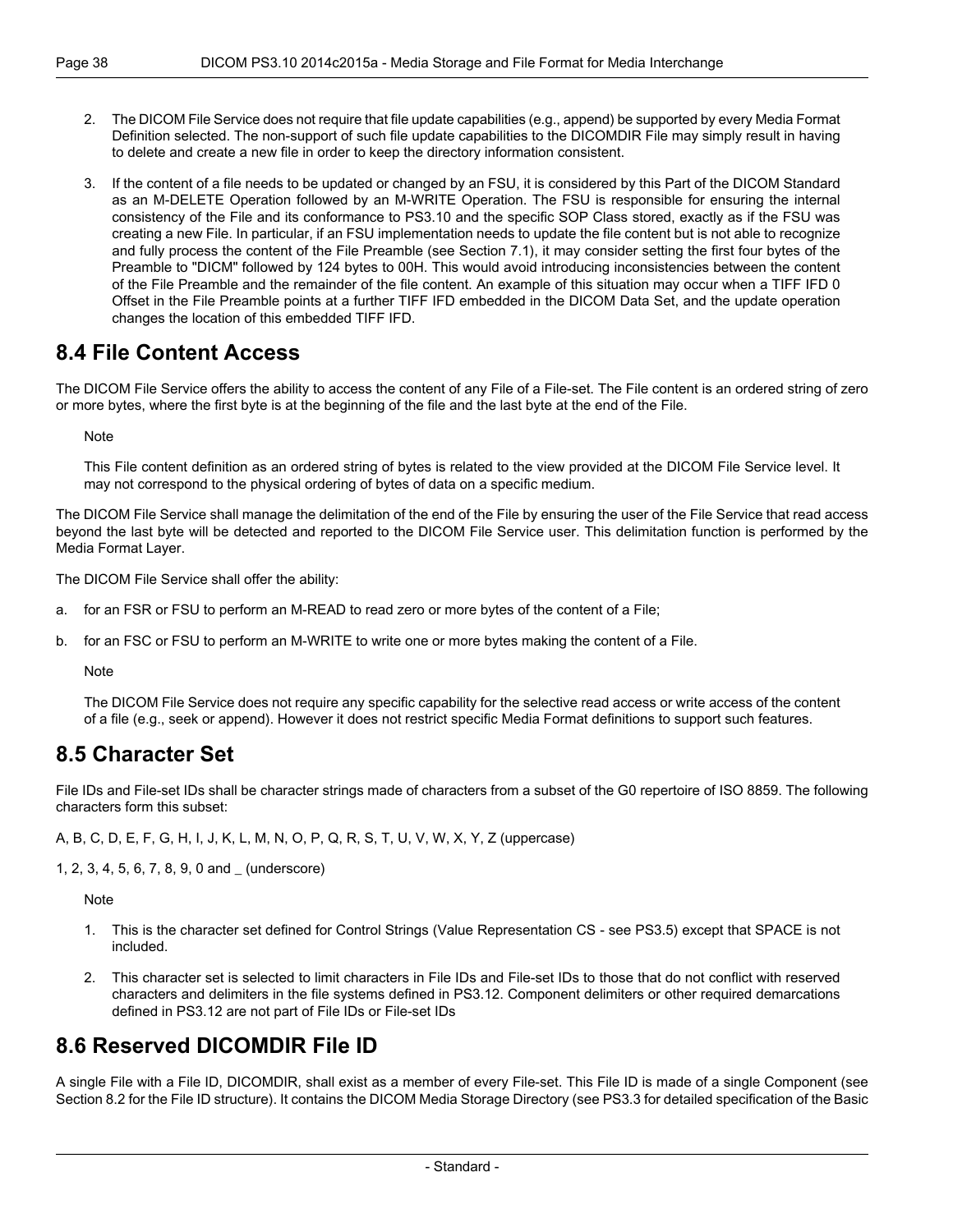2. The DICOM File Service does not require that file update capabilities (e.g., append) be supported by every Media Format Definition selected. The non-support of such file update capabilities to the DICOMDIR File may simply result in having to delete and create a new file in order to keep the directory information consistent.

3. If the content of a file needs to be updated or changed by an FSU, it is considered by this Part of the DICOM Standard as an M-DELETE Operation followed by an M-WRITE Operation. The FSU is responsible for ensuring the internal consistency of the File and its conformance to PS3.10 and the specific SOP Class stored, exactly as if the FSU was creating a new File. In particular, if an FSU implementation needs to update the file content but is not able to recognize and fully process the content of the File Preamble (see Section 7.1), it may consider setting the first four bytes of the Preamble to "DICM" followed by 124 bytes to 00H. This would avoid introducing inconsistencies between the content of the File Preamble and the remainder of the file content. An example of this situation may occur when a TIFF IFD 0 Offset in the File Preamble points at a further TIFF IFD embedded in the DICOM Data Set, and the update operation changes the location of this embedded TIFF IFD.

## 8.4 File Content Access

The DICOM File Service offers the ability to access the content of any File of a File-set. The File content is an ordered string of zero or more bytes, where the first byte is at the beginning of the file and the last byte at the end of the File.

Note

This File content definition as an ordered string of bytes is related to the view provided at the DICOM File Service level. It may not correspond to the physical ordering of bytes of data on a specific medium.

The DICOM File Service shall manage the delimitation of the end of the File by ensuring the user of the File Service that read access beyond the last byte will be detected and reported to the DICOM File Service user. This delimitation function is performed by the Media Format Layer.

The DICOM File Service shall offer the ability:

a. for an FSR or FSU to perform an M-READ to read zero or more bytes of the content of a File;

b. for an FSC or FSU to perform an M-WRITE to write one or more bytes making the content of a File.

Note

The DICOM File Service does not require any specific capability for the selective read access or write access of the content of a file (e.g., seek or append). However it does not restrict specific Media Format definitions to support such features.

## 8.5 Character Set

File IDs and File-set IDs shall be character strings made of characters from a subset of the G0 repertoire of ISO 8859. The following characters form this subset:

A, B, C, D, E, F, G, H, I, J, K, L, M, N, O, P, Q, R, S, T, U, V, W, X, Y, Z (uppercase)

1, 2, 3, 4, 5, 6, 7, 8, 9, 0 and _ (underscore)

Note

1. This is the character set defined for Control Strings (Value Representation CS - see PS3.5) except that SPACE is not included.

2. This character set is selected to limit characters in File IDs and File-set IDs to those that do not conflict with reserved characters and delimiters in the file systems defined in PS3.12. Component delimiters or other required demarcations defined in PS3.12 are not part of File IDs or File-set IDs

## 8.6 Reserved DICOMDIR File ID

A single File with a File ID, DICOMDIR, shall exist as a member of every File-set. This File ID is made of a single Component (see Section 8.2 for the File ID structure). It contains the DICOM Media Storage Directory (see PS3.3 for detailed specification of the Basic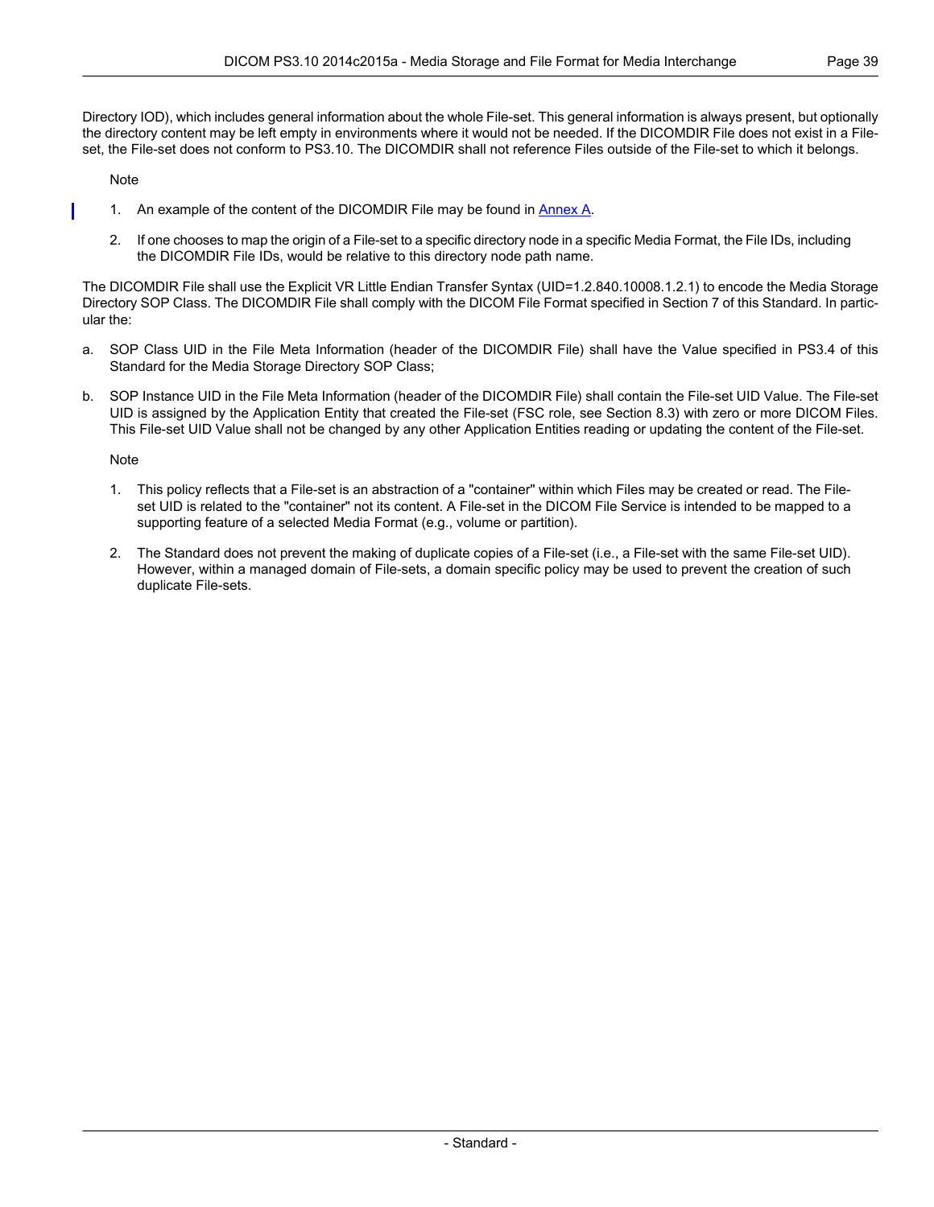Directory IOD), which includes general information about the whole File-set. This general information is always present, but optionally the directory content may be left empty in environments where it would not be needed. If the DICOMDIR File does not exist in a File-set, the File-set does not conform to PS3.10. The DICOMDIR shall not reference Files outside of the File-set to which it belongs.

Note

1. An example of the content of the DICOMDIR File may be found in Annex A.

2. If one chooses to map the origin of a File-set to a specific directory node in a specific Media Format, the File IDs, including the DICOMDIR File IDs, would be relative to this directory node path name.

The DICOMDIR File shall use the Explicit VR Little Endian Transfer Syntax (UID=1.2.840.10008.1.2.1) to encode the Media Storage Directory SOP Class. The DICOMDIR File shall comply with the DICOM File Format specified in Section 7 of this Standard. In particular the:

a. SOP Class UID in the File Meta Information (header of the DICOMDIR File) shall have the Value specified in PS3.4 of this Standard for the Media Storage Directory SOP Class;

b. SOP Instance UID in the File Meta Information (header of the DICOMDIR File) shall contain the File-set UID Value. The File-set UID is assigned by the Application Entity that created the File-set (FSC role, see Section 8.3) with zero or more DICOM Files. This File-set UID Value shall not be changed by any other Application Entities reading or updating the content of the File-set.

Note

1. This policy reflects that a File-set is an abstraction of a "container" within which Files may be created or read. The File-set UID is related to the "container" not its content. A File-set in the DICOM File Service is intended to be mapped to a supporting feature of a selected Media Format (e.g., volume or partition).

2. The Standard does not prevent the making of duplicate copies of a File-set (i.e., a File-set with the same File-set UID). However, within a managed domain of File-sets, a domain specific policy may be used to prevent the creation of such duplicate File-sets.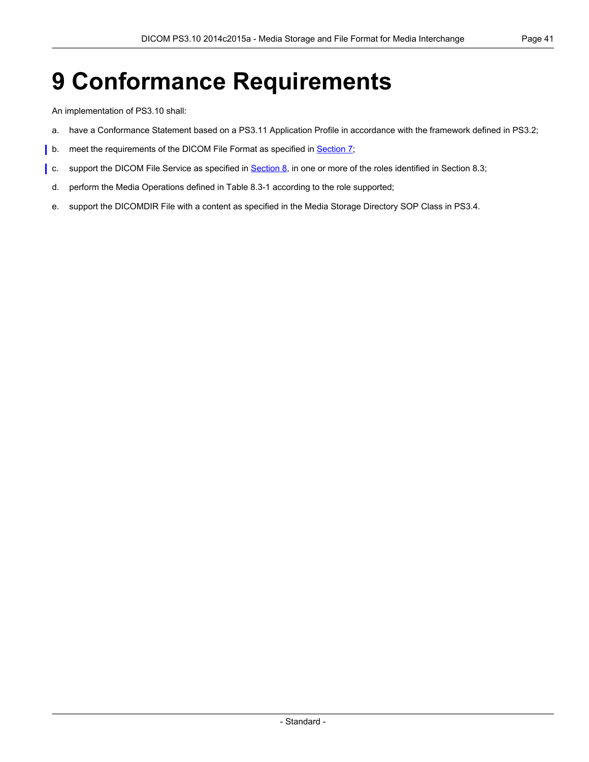# 9 Conformance Requirements

An implementation of PS3.10 shall:

a. have a Conformance Statement based on a PS3.11 Application Profile in accordance with the framework defined in PS3.2;

b. meet the requirements of the DICOM File Format as specified in Section 7;

c. support the DICOM File Service as specified in Section 8, in one or more of the roles identified in Section 8.3;

d. perform the Media Operations defined in Table 8.3-1 according to the role supported;

e. support the DICOMDIR File with a content as specified in the Media Storage Directory SOP Class in PS3.4.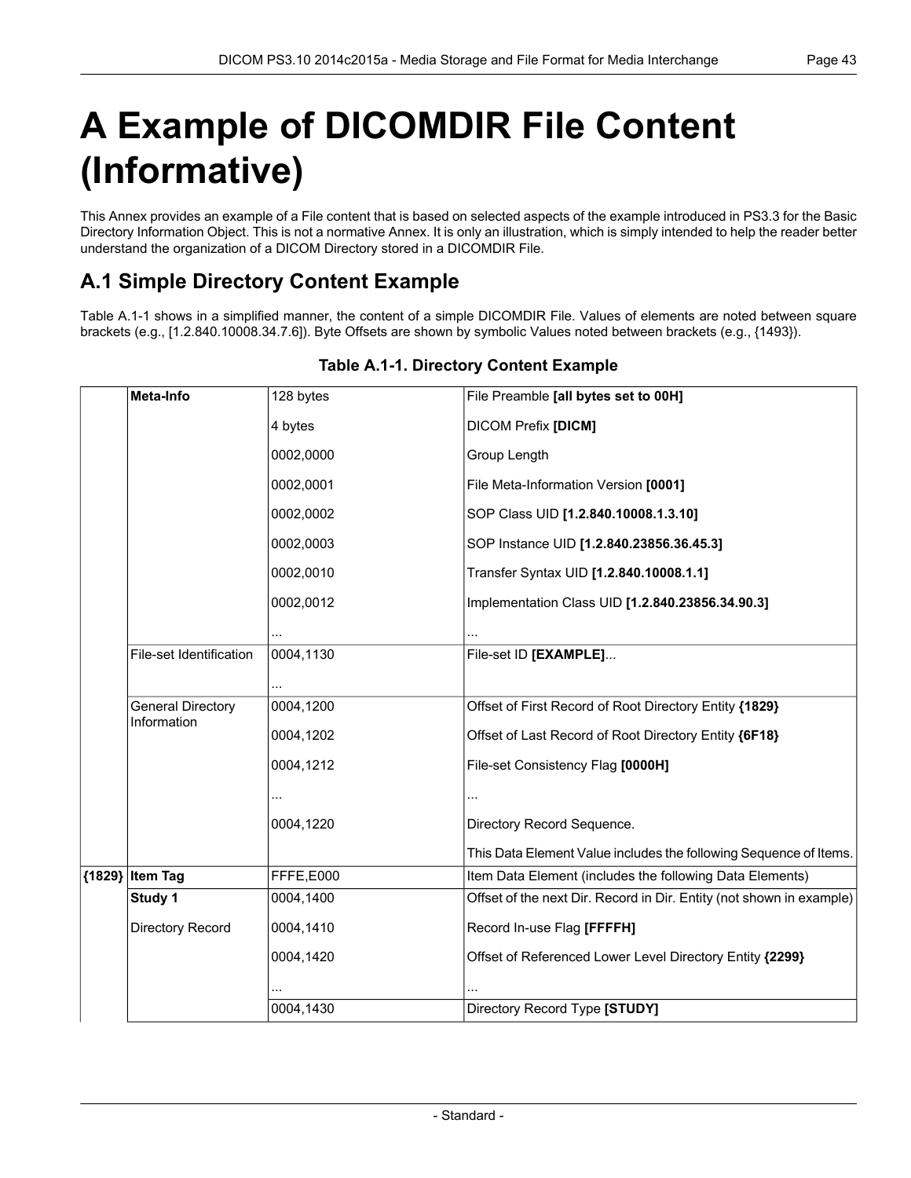# A Example of DICOMDIR File Content (Informative)

This Annex provides an example of a File content that is based on selected aspects of the example introduced in PS3.3 for the Basic Directory Information Object. This is not a normative Annex. It is only an illustration, which is simply intended to help the reader better understand the organization of a DICOM Directory stored in a DICOMDIR File.

## A.1 Simple Directory Content Example

Table A.1-1 shows in a simplified manner, the content of a simple DICOMDIR File. Values of elements are noted between square brackets (e.g., [1.2.840.10008.34.7.6]). Byte Offsets are shown by symbolic Values noted between brackets (e.g., {1493}).

**Table A.1-1. Directory Content Example**

| | | | |
|---|---|---|---|
| | **Meta-Info** | 128 bytes | File Preamble **[all bytes set to 00H]** |
| | | 4 bytes | DICOM Prefix **[DICM]** |
| | | 0002,0000 | Group Length |
| | | 0002,0001 | File Meta-Information Version **[0001]** |
| | | 0002,0002 | SOP Class UID **[1.2.840.10008.1.3.10]** |
| | | 0002,0003 | SOP Instance UID **[1.2.840.23856.36.45.3]** |
| | | 0002,0010 | Transfer Syntax UID **[1.2.840.10008.1.1]** |
| | | 0002,0012 | Implementation Class UID **[1.2.840.23856.34.90.3]** |
| | | ... | ... |
| | File-set Identification | 0004,1130 | File-set ID **[EXAMPLE]**... |
| | | ... | |
| | General Directory Information | 0004,1200 | Offset of First Record of Root Directory Entity **{1829}** |
| | | 0004,1202 | Offset of Last Record of Root Directory Entity **{6F18}** |
| | | 0004,1212 | File-set Consistency Flag **[0000H]** |
| | | ... | ... |
| | | 0004,1220 | Directory Record Sequence. |
| | | | This Data Element Value includes the following Sequence of Items. |
| **{1829}** | **Item Tag** | FFFE,E000 | Item Data Element (includes the following Data Elements) |
| | **Study 1** | 0004,1400 | Offset of the next Dir. Record in Dir. Entity (not shown in example) |
| | Directory Record | 0004,1410 | Record In-use Flag **[FFFFH]** |
| | | 0004,1420 | Offset of Referenced Lower Level Directory Entity **{2299}** |
| | | ... | ... |
| | | 0004,1430 | Directory Record Type **[STUDY]** |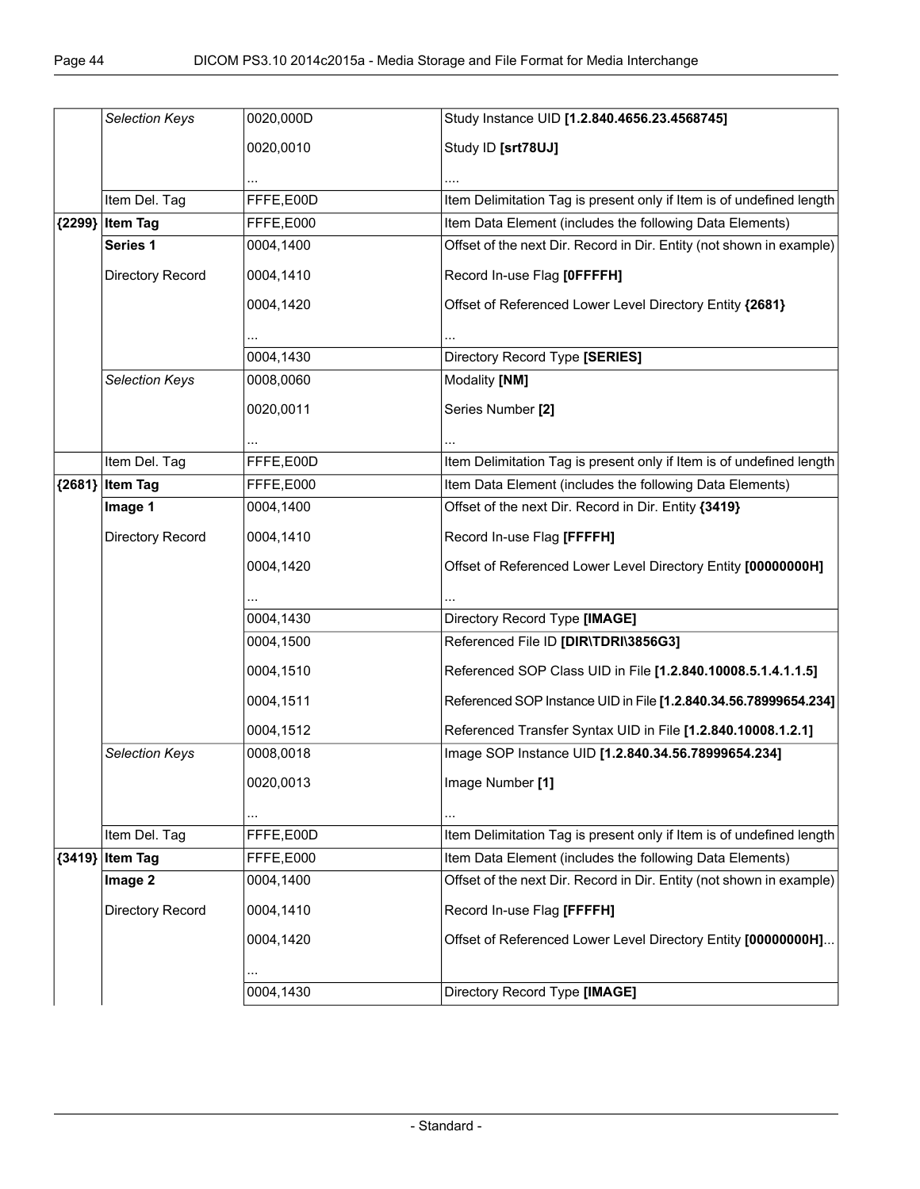| | | | |
|---|---|---|---|
| | *Selection Keys* | 0020,000D | Study Instance UID **[1.2.840.4656.23.4568745]** |
| | | 0020,0010 | Study ID **[srt78UJ]** |
| | | ... | .... |
| | Item Del. Tag | FFFE,E00D | Item Delimitation Tag is present only if Item is of undefined length |
| **{2299}** | **Item Tag** | FFFE,E000 | Item Data Element (includes the following Data Elements) |
| | **Series 1** | 0004,1400 | Offset of the next Dir. Record in Dir. Entity (not shown in example) |
| | Directory Record | 0004,1410 | Record In-use Flag **[0FFFFH]** |
| | | 0004,1420 | Offset of Referenced Lower Level Directory Entity **{2681}** |
| | | ... | ... |
| | | 0004,1430 | Directory Record Type **[SERIES]** |
| | *Selection Keys* | 0008,0060 | Modality **[NM]** |
| | | 0020,0011 | Series Number **[2]** |
| | | ... | ... |
| | Item Del. Tag | FFFE,E00D | Item Delimitation Tag is present only if Item is of undefined length |
| **{2681}** | **Item Tag** | FFFE,E000 | Item Data Element (includes the following Data Elements) |
| | **Image 1** | 0004,1400 | Offset of the next Dir. Record in Dir. Entity **{3419}** |
| | Directory Record | 0004,1410 | Record In-use Flag **[FFFFH]** |
| | | 0004,1420 | Offset of Referenced Lower Level Directory Entity **[00000000H]** |
| | | ... | ... |
| | | 0004,1430 | Directory Record Type **[IMAGE]** |
| | | 0004,1500 | Referenced File ID **[DIR\TDRI\3856G3]** |
| | | 0004,1510 | Referenced SOP Class UID in File **[1.2.840.10008.5.1.4.1.1.5]** |
| | | 0004,1511 | Referenced SOP Instance UID in File **[1.2.840.34.56.78999654.234]** |
| | | 0004,1512 | Referenced Transfer Syntax UID in File **[1.2.840.10008.1.2.1]** |
| | *Selection Keys* | 0008,0018 | Image SOP Instance UID **[1.2.840.34.56.78999654.234]** |
| | | 0020,0013 | Image Number **[1]** |
| | | ... | ... |
| | Item Del. Tag | FFFE,E00D | Item Delimitation Tag is present only if Item is of undefined length |
| **{3419}** | **Item Tag** | FFFE,E000 | Item Data Element (includes the following Data Elements) |
| | **Image 2** | 0004,1400 | Offset of the next Dir. Record in Dir. Entity (not shown in example) |
| | Directory Record | 0004,1410 | Record In-use Flag **[FFFFH]** |
| | | 0004,1420 | Offset of Referenced Lower Level Directory Entity **[00000000H]**... |
| | | ... | |
| | | 0004,1430 | Directory Record Type **[IMAGE]** |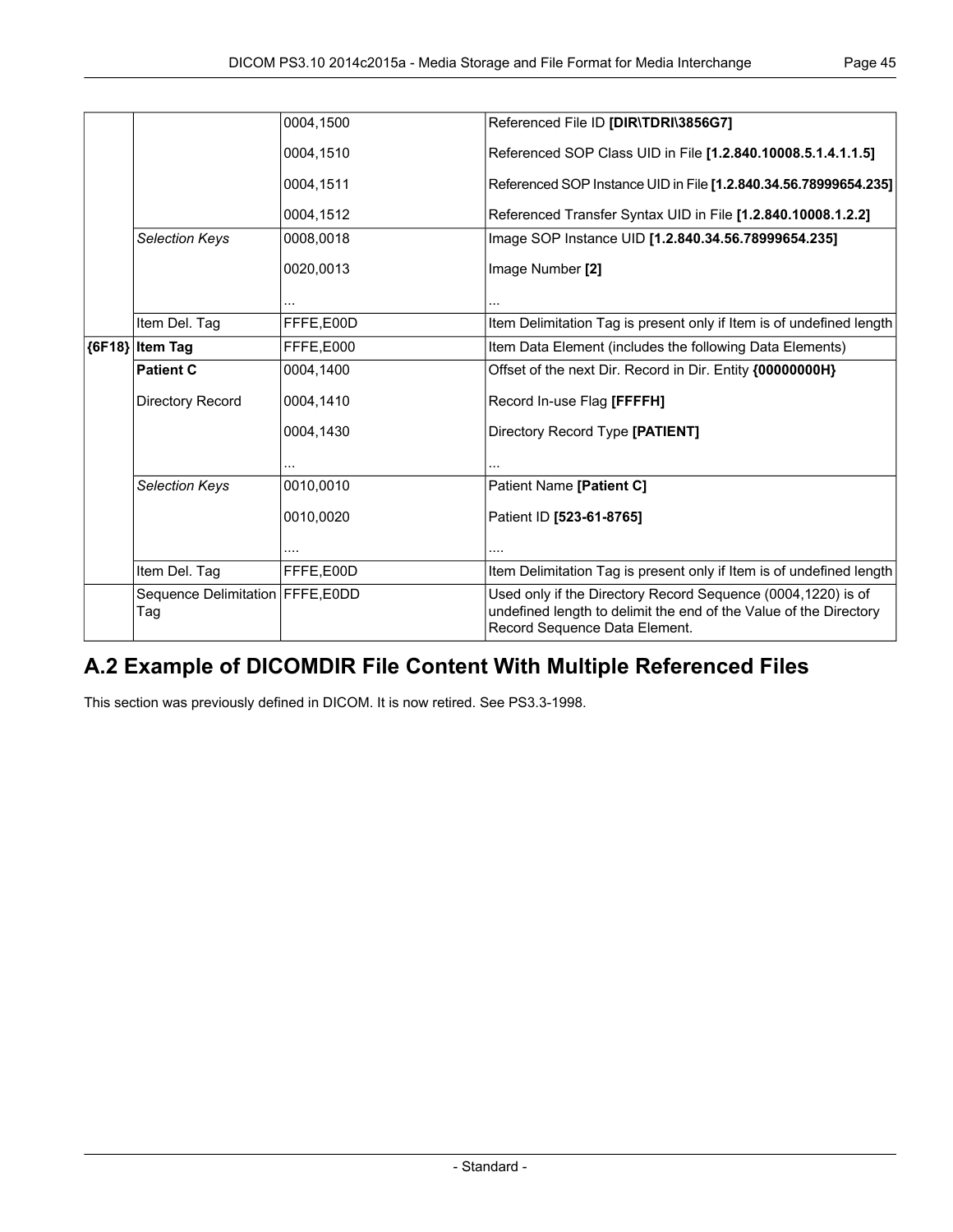| | | | |
|---|---|---|---|
| | | 0004,1500 | Referenced File ID **[DIR\TDRI\3856G7]** |
| | | 0004,1510 | Referenced SOP Class UID in File **[1.2.840.10008.5.1.4.1.1.5]** |
| | | 0004,1511 | Referenced SOP Instance UID in File **[1.2.840.34.56.78999654.235]** |
| | | 0004,1512 | Referenced Transfer Syntax UID in File **[1.2.840.10008.1.2.2]** |
| | *Selection Keys* | 0008,0018 | Image SOP Instance UID **[1.2.840.34.56.78999654.235]** |
| | | 0020,0013 | Image Number **[2]** |
| | | ... | ... |
| | Item Del. Tag | FFFE,E00D | Item Delimitation Tag is present only if Item is of undefined length |
| **{6F18}** | **Item Tag** | FFFE,E000 | Item Data Element (includes the following Data Elements) |
| | **Patient C** | 0004,1400 | Offset of the next Dir. Record in Dir. Entity **{00000000H}** |
| | Directory Record | 0004,1410 | Record In-use Flag **[FFFFH]** |
| | | 0004,1430 | Directory Record Type **[PATIENT]** |
| | | ... | ... |
| | *Selection Keys* | 0010,0010 | Patient Name **[Patient C]** |
| | | 0010,0020 | Patient ID **[523-61-8765]** |
| | | .... | .... |
| | Item Del. Tag | FFFE,E00D | Item Delimitation Tag is present only if Item is of undefined length |
| | Sequence Delimitation Tag | FFFE,E0DD | Used only if the Directory Record Sequence (0004,1220) is of undefined length to delimit the end of the Value of the Directory Record Sequence Data Element. |

## A.2 Example of DICOMDIR File Content With Multiple Referenced Files

This section was previously defined in DICOM. It is now retired. See PS3.3-1998.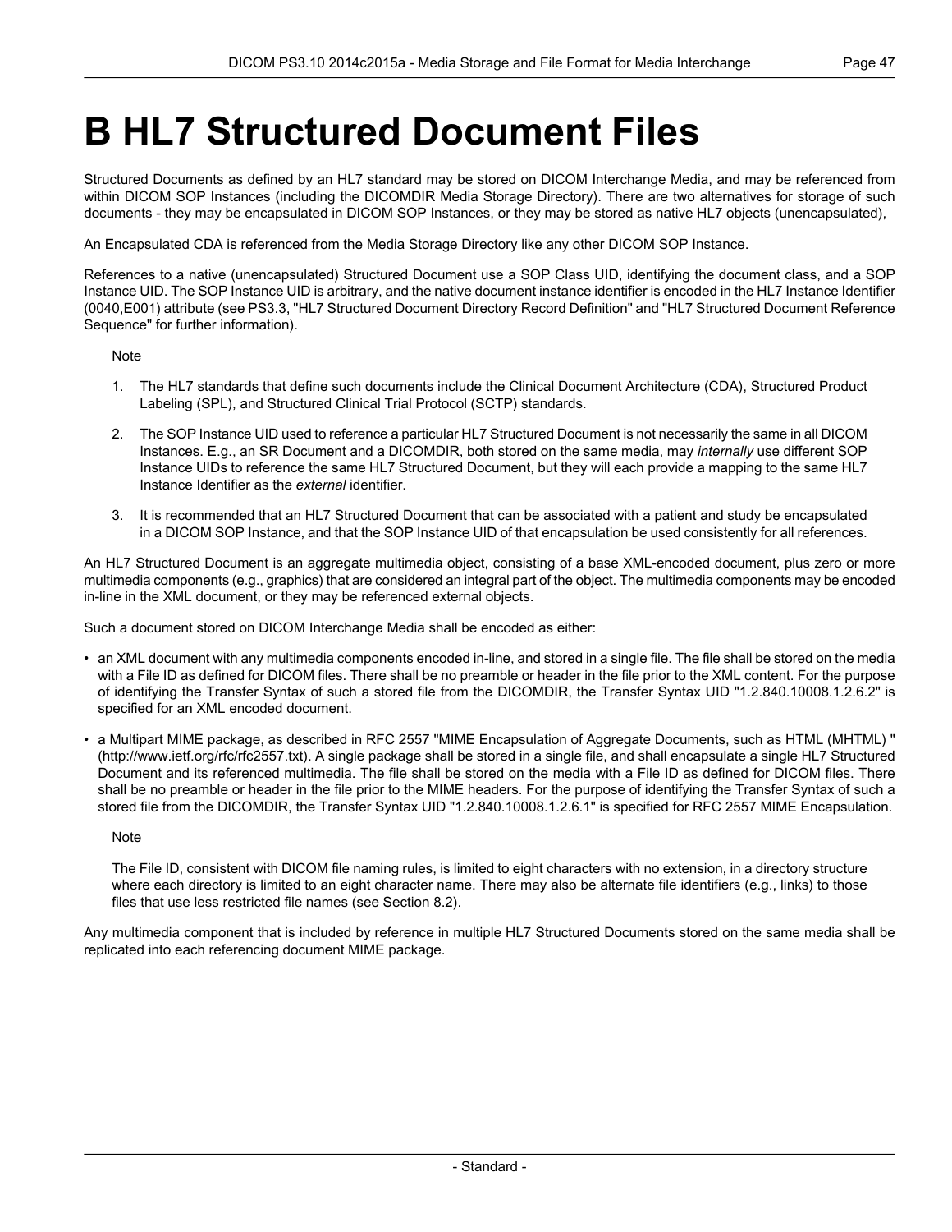# B HL7 Structured Document Files

Structured Documents as defined by an HL7 standard may be stored on DICOM Interchange Media, and may be referenced from within DICOM SOP Instances (including the DICOMDIR Media Storage Directory). There are two alternatives for storage of such documents - they may be encapsulated in DICOM SOP Instances, or they may be stored as native HL7 objects (unencapsulated),

An Encapsulated CDA is referenced from the Media Storage Directory like any other DICOM SOP Instance.

References to a native (unencapsulated) Structured Document use a SOP Class UID, identifying the document class, and a SOP Instance UID. The SOP Instance UID is arbitrary, and the native document instance identifier is encoded in the HL7 Instance Identifier (0040,E001) attribute (see PS3.3, "HL7 Structured Document Directory Record Definition" and "HL7 Structured Document Reference Sequence" for further information).

Note

1. The HL7 standards that define such documents include the Clinical Document Architecture (CDA), Structured Product Labeling (SPL), and Structured Clinical Trial Protocol (SCTP) standards.
2. The SOP Instance UID used to reference a particular HL7 Structured Document is not necessarily the same in all DICOM Instances. E.g., an SR Document and a DICOMDIR, both stored on the same media, may *internally* use different SOP Instance UIDs to reference the same HL7 Structured Document, but they will each provide a mapping to the same HL7 Instance Identifier as the *external* identifier.
3. It is recommended that an HL7 Structured Document that can be associated with a patient and study be encapsulated in a DICOM SOP Instance, and that the SOP Instance UID of that encapsulation be used consistently for all references.

An HL7 Structured Document is an aggregate multimedia object, consisting of a base XML-encoded document, plus zero or more multimedia components (e.g., graphics) that are considered an integral part of the object. The multimedia components may be encoded in-line in the XML document, or they may be referenced external objects.

Such a document stored on DICOM Interchange Media shall be encoded as either:

- an XML document with any multimedia components encoded in-line, and stored in a single file. The file shall be stored on the media with a File ID as defined for DICOM files. There shall be no preamble or header in the file prior to the XML content. For the purpose of identifying the Transfer Syntax of such a stored file from the DICOMDIR, the Transfer Syntax UID "1.2.840.10008.1.2.6.2" is specified for an XML encoded document.
- a Multipart MIME package, as described in RFC 2557 "MIME Encapsulation of Aggregate Documents, such as HTML (MHTML) " (http://www.ietf.org/rfc/rfc2557.txt). A single package shall be stored in a single file, and shall encapsulate a single HL7 Structured Document and its referenced multimedia. The file shall be stored on the media with a File ID as defined for DICOM files. There shall be no preamble or header in the file prior to the MIME headers. For the purpose of identifying the Transfer Syntax of such a stored file from the DICOMDIR, the Transfer Syntax UID "1.2.840.10008.1.2.6.1" is specified for RFC 2557 MIME Encapsulation.

Note

The File ID, consistent with DICOM file naming rules, is limited to eight characters with no extension, in a directory structure where each directory is limited to an eight character name. There may also be alternate file identifiers (e.g., links) to those files that use less restricted file names (see Section 8.2).

Any multimedia component that is included by reference in multiple HL7 Structured Documents stored on the same media shall be replicated into each referencing document MIME package.